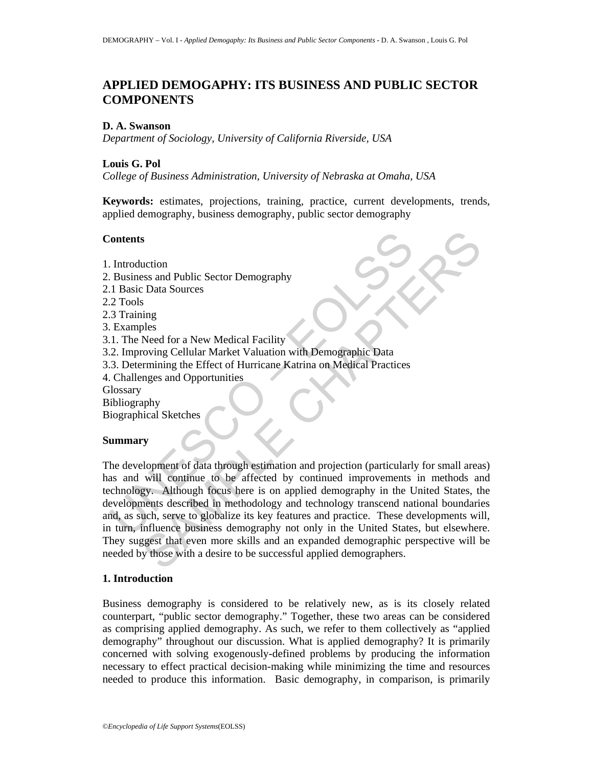# APPLIED DEMOGAPHY: ITS BUSINESS AND PUBLIC SECTOR COMPONENTS

**D. A. Swanson**
*Department of Sociology, University of California Riverside, USA*

**Louis G. Pol**
*College of Business Administration, University of Nebraska at Omaha, USA*

**Keywords:** estimates, projections, training, practice, current developments, trends, applied demography, business demography, public sector demography

## Contents

1. Introduction
2. Business and Public Sector Demography
2.1 Basic Data Sources
2.2 Tools
2.3 Training
3. Examples
3.1. The Need for a New Medical Facility
3.2. Improving Cellular Market Valuation with Demographic Data
3.3. Determining the Effect of Hurricane Katrina on Medical Practices
4. Challenges and Opportunities
Glossary
Bibliography
Biographical Sketches

## Summary

The development of data through estimation and projection (particularly for small areas) has and will continue to be affected by continued improvements in methods and technology. Although focus here is on applied demography in the United States, the developments described in methodology and technology transcend national boundaries and, as such, serve to globalize its key features and practice. These developments will, in turn, influence business demography not only in the United States, but elsewhere. They suggest that even more skills and an expanded demographic perspective will be needed by those with a desire to be successful applied demographers.

## 1. Introduction

Business demography is considered to be relatively new, as is its closely related counterpart, "public sector demography." Together, these two areas can be considered as comprising applied demography. As such, we refer to them collectively as "applied demography" throughout our discussion. What is applied demography? It is primarily concerned with solving exogenously-defined problems by producing the information necessary to effect practical decision-making while minimizing the time and resources needed to produce this information. Basic demography, in comparison, is primarily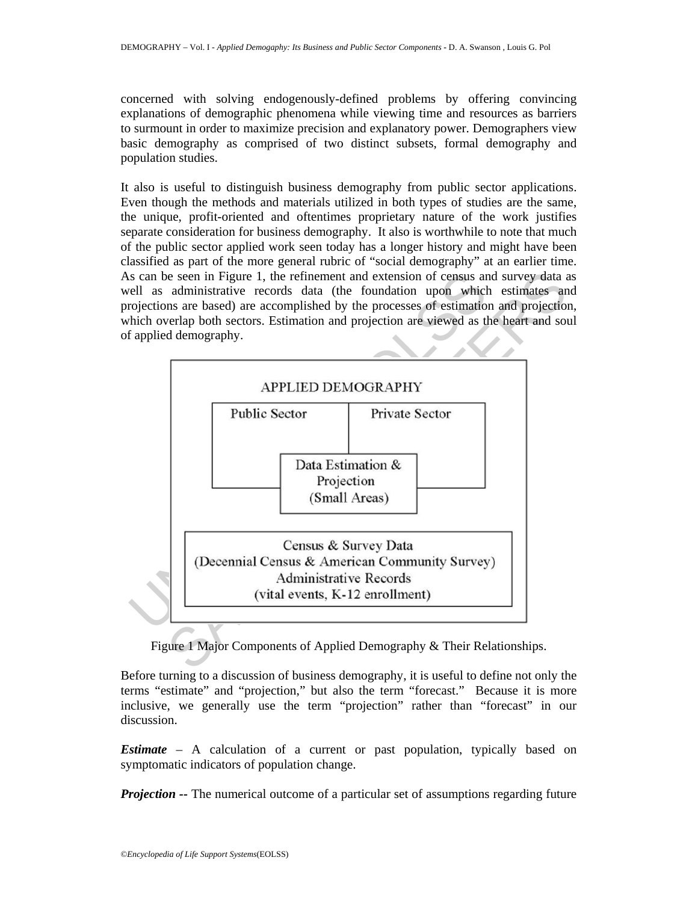concerned with solving endogenously-defined problems by offering convincing explanations of demographic phenomena while viewing time and resources as barriers to surmount in order to maximize precision and explanatory power. Demographers view basic demography as comprised of two distinct subsets, formal demography and population studies.

It also is useful to distinguish business demography from public sector applications. Even though the methods and materials utilized in both types of studies are the same, the unique, profit-oriented and oftentimes proprietary nature of the work justifies separate consideration for business demography. It also is worthwhile to note that much of the public sector applied work seen today has a longer history and might have been classified as part of the more general rubric of "social demography" at an earlier time. As can be seen in Figure 1, the refinement and extension of census and survey data as well as administrative records data (the foundation upon which estimates and projections are based) are accomplished by the processes of estimation and projection, which overlap both sectors. Estimation and projection are viewed as the heart and soul of applied demography.

APPLIED DEMOGRAPHY

Public Sector | Private Sector

Data Estimation & Projection (Small Areas)

Census & Survey Data (Decennial Census & American Community Survey) Administrative Records (vital events, K-12 enrollment)

Figure 1 Major Components of Applied Demography & Their Relationships.

Before turning to a discussion of business demography, it is useful to define not only the terms "estimate" and "projection," but also the term "forecast." Because it is more inclusive, we generally use the term "projection" rather than "forecast" in our discussion.

***Estimate*** – A calculation of a current or past population, typically based on symptomatic indicators of population change.

***Projection --*** The numerical outcome of a particular set of assumptions regarding future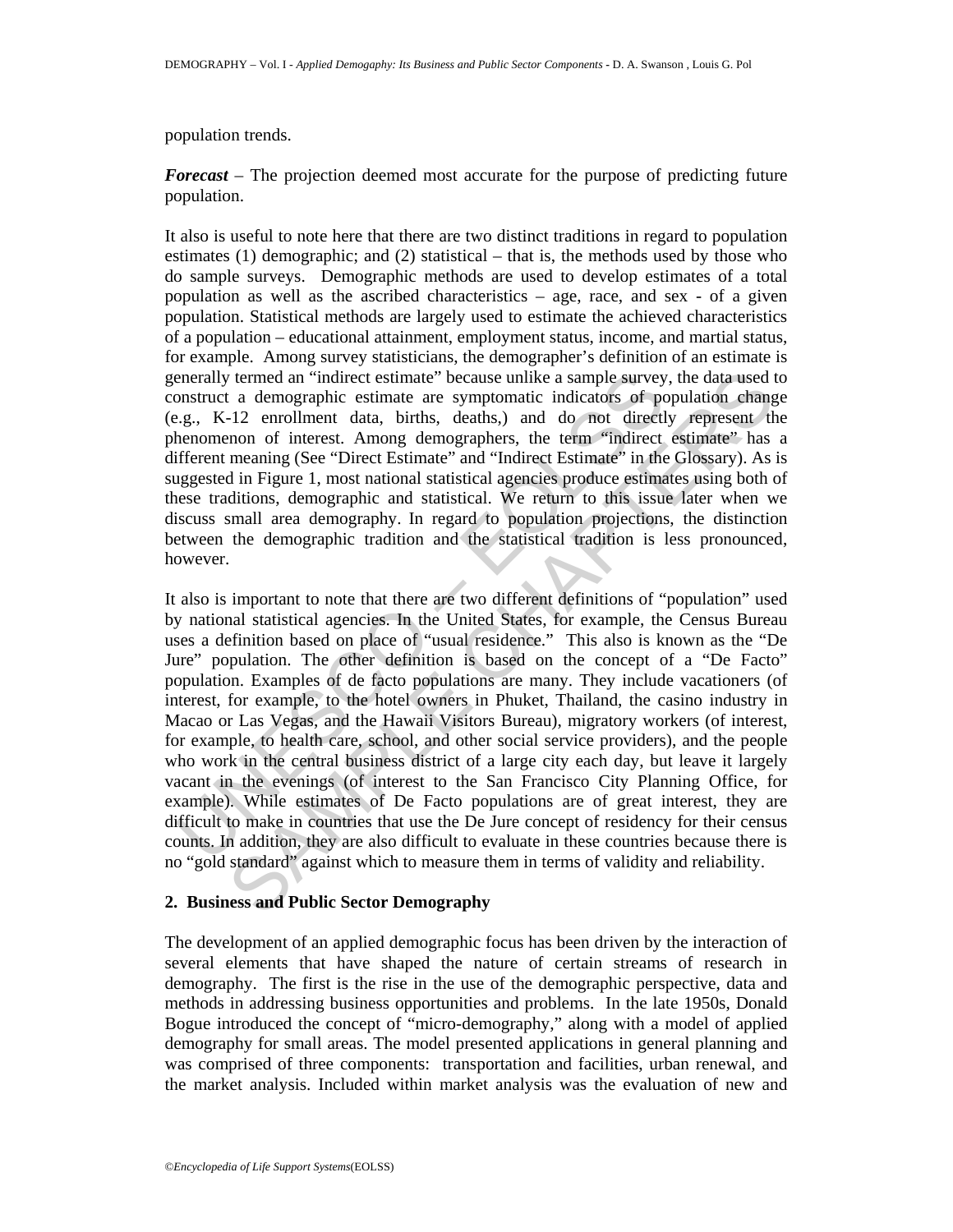population trends.

***Forecast*** – The projection deemed most accurate for the purpose of predicting future population.

It also is useful to note here that there are two distinct traditions in regard to population estimates (1) demographic; and (2) statistical – that is, the methods used by those who do sample surveys. Demographic methods are used to develop estimates of a total population as well as the ascribed characteristics – age, race, and sex - of a given population. Statistical methods are largely used to estimate the achieved characteristics of a population – educational attainment, employment status, income, and martial status, for example. Among survey statisticians, the demographer's definition of an estimate is generally termed an "indirect estimate" because unlike a sample survey, the data used to construct a demographic estimate are symptomatic indicators of population change (e.g., K-12 enrollment data, births, deaths,) and do not directly represent the phenomenon of interest. Among demographers, the term "indirect estimate" has a different meaning (See "Direct Estimate" and "Indirect Estimate" in the Glossary). As is suggested in Figure 1, most national statistical agencies produce estimates using both of these traditions, demographic and statistical. We return to this issue later when we discuss small area demography. In regard to population projections, the distinction between the demographic tradition and the statistical tradition is less pronounced, however.

It also is important to note that there are two different definitions of "population" used by national statistical agencies. In the United States, for example, the Census Bureau uses a definition based on place of "usual residence." This also is known as the "De Jure" population. The other definition is based on the concept of a "De Facto" population. Examples of de facto populations are many. They include vacationers (of interest, for example, to the hotel owners in Phuket, Thailand, the casino industry in Macao or Las Vegas, and the Hawaii Visitors Bureau), migratory workers (of interest, for example, to health care, school, and other social service providers), and the people who work in the central business district of a large city each day, but leave it largely vacant in the evenings (of interest to the San Francisco City Planning Office, for example). While estimates of De Facto populations are of great interest, they are difficult to make in countries that use the De Jure concept of residency for their census counts. In addition, they are also difficult to evaluate in these countries because there is no "gold standard" against which to measure them in terms of validity and reliability.

## 2. Business and Public Sector Demography

The development of an applied demographic focus has been driven by the interaction of several elements that have shaped the nature of certain streams of research in demography. The first is the rise in the use of the demographic perspective, data and methods in addressing business opportunities and problems. In the late 1950s, Donald Bogue introduced the concept of "micro-demography," along with a model of applied demography for small areas. The model presented applications in general planning and was comprised of three components: transportation and facilities, urban renewal, and the market analysis. Included within market analysis was the evaluation of new and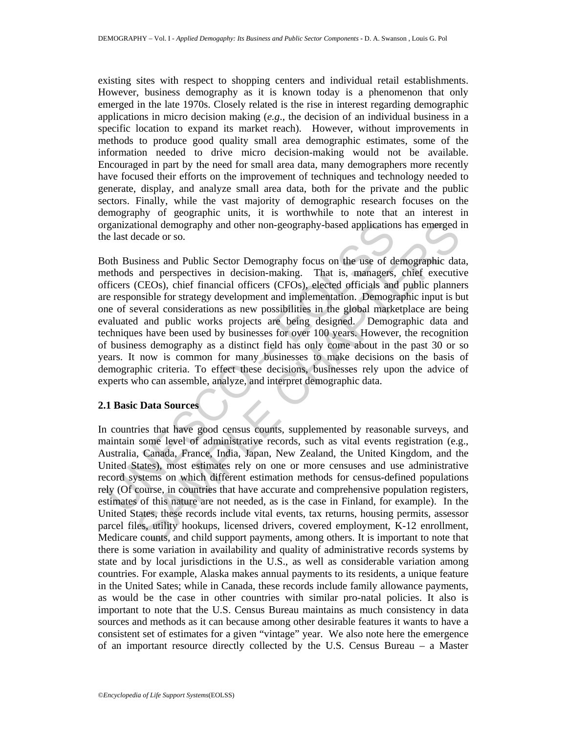existing sites with respect to shopping centers and individual retail establishments. However, business demography as it is known today is a phenomenon that only emerged in the late 1970s. Closely related is the rise in interest regarding demographic applications in micro decision making (*e.g*., the decision of an individual business in a specific location to expand its market reach). However, without improvements in methods to produce good quality small area demographic estimates, some of the information needed to drive micro decision-making would not be available. Encouraged in part by the need for small area data, many demographers more recently have focused their efforts on the improvement of techniques and technology needed to generate, display, and analyze small area data, both for the private and the public sectors. Finally, while the vast majority of demographic research focuses on the demography of geographic units, it is worthwhile to note that an interest in organizational demography and other non-geography-based applications has emerged in the last decade or so.

Both Business and Public Sector Demography focus on the use of demographic data, methods and perspectives in decision-making. That is, managers, chief executive officers (CEOs), chief financial officers (CFOs), elected officials and public planners are responsible for strategy development and implementation. Demographic input is but one of several considerations as new possibilities in the global marketplace are being evaluated and public works projects are being designed. Demographic data and techniques have been used by businesses for over 100 years. However, the recognition of business demography as a distinct field has only come about in the past 30 or so years. It now is common for many businesses to make decisions on the basis of demographic criteria. To effect these decisions, businesses rely upon the advice of experts who can assemble, analyze, and interpret demographic data.

### 2.1 Basic Data Sources

In countries that have good census counts, supplemented by reasonable surveys, and maintain some level of administrative records, such as vital events registration (e.g., Australia, Canada, France, India, Japan, New Zealand, the United Kingdom, and the United States), most estimates rely on one or more censuses and use administrative record systems on which different estimation methods for census-defined populations rely (Of course, in countries that have accurate and comprehensive population registers, estimates of this nature are not needed, as is the case in Finland, for example). In the United States, these records include vital events, tax returns, housing permits, assessor parcel files, utility hookups, licensed drivers, covered employment, K-12 enrollment, Medicare counts, and child support payments, among others. It is important to note that there is some variation in availability and quality of administrative records systems by state and by local jurisdictions in the U.S., as well as considerable variation among countries. For example, Alaska makes annual payments to its residents, a unique feature in the United Sates; while in Canada, these records include family allowance payments, as would be the case in other countries with similar pro-natal policies. It also is important to note that the U.S. Census Bureau maintains as much consistency in data sources and methods as it can because among other desirable features it wants to have a consistent set of estimates for a given "vintage" year. We also note here the emergence of an important resource directly collected by the U.S. Census Bureau – a Master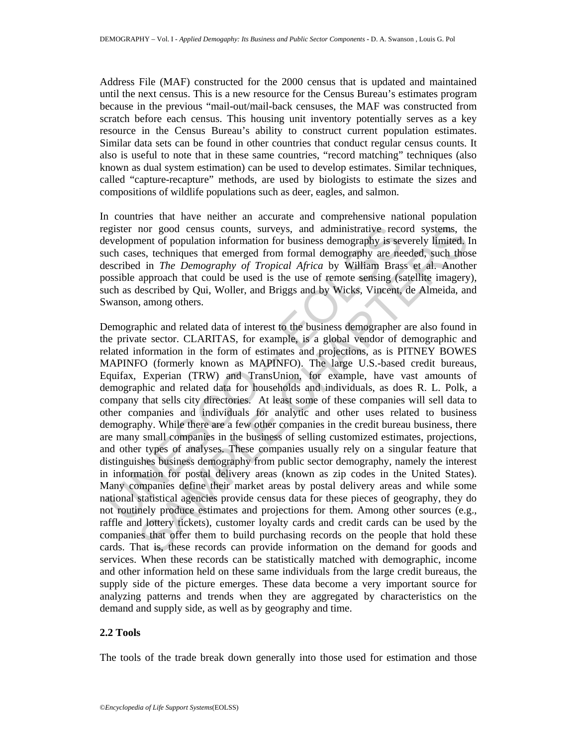Address File (MAF) constructed for the 2000 census that is updated and maintained until the next census. This is a new resource for the Census Bureau's estimates program because in the previous "mail-out/mail-back censuses, the MAF was constructed from scratch before each census. This housing unit inventory potentially serves as a key resource in the Census Bureau's ability to construct current population estimates. Similar data sets can be found in other countries that conduct regular census counts. It also is useful to note that in these same countries, "record matching" techniques (also known as dual system estimation) can be used to develop estimates. Similar techniques, called "capture-recapture" methods, are used by biologists to estimate the sizes and compositions of wildlife populations such as deer, eagles, and salmon.

In countries that have neither an accurate and comprehensive national population register nor good census counts, surveys, and administrative record systems, the development of population information for business demography is severely limited. In such cases, techniques that emerged from formal demography are needed, such those described in *The Demography of Tropical Africa* by William Brass et al. Another possible approach that could be used is the use of remote sensing (satellite imagery), such as described by Qui, Woller, and Briggs and by Wicks, Vincent, de Almeida, and Swanson, among others.

Demographic and related data of interest to the business demographer are also found in the private sector. CLARITAS, for example, is a global vendor of demographic and related information in the form of estimates and projections, as is PITNEY BOWES MAPINFO (formerly known as MAPINFO). The large U.S.-based credit bureaus, Equifax, Experian (TRW) and TransUnion, for example, have vast amounts of demographic and related data for households and individuals, as does R. L. Polk, a company that sells city directories. At least some of these companies will sell data to other companies and individuals for analytic and other uses related to business demography. While there are a few other companies in the credit bureau business, there are many small companies in the business of selling customized estimates, projections, and other types of analyses. These companies usually rely on a singular feature that distinguishes business demography from public sector demography, namely the interest in information for postal delivery areas (known as zip codes in the United States). Many companies define their market areas by postal delivery areas and while some national statistical agencies provide census data for these pieces of geography, they do not routinely produce estimates and projections for them. Among other sources (e.g., raffle and lottery tickets), customer loyalty cards and credit cards can be used by the companies that offer them to build purchasing records on the people that hold these cards. That is, these records can provide information on the demand for goods and services. When these records can be statistically matched with demographic, income and other information held on these same individuals from the large credit bureaus, the supply side of the picture emerges. These data become a very important source for analyzing patterns and trends when they are aggregated by characteristics on the demand and supply side, as well as by geography and time.

### 2.2 Tools

The tools of the trade break down generally into those used for estimation and those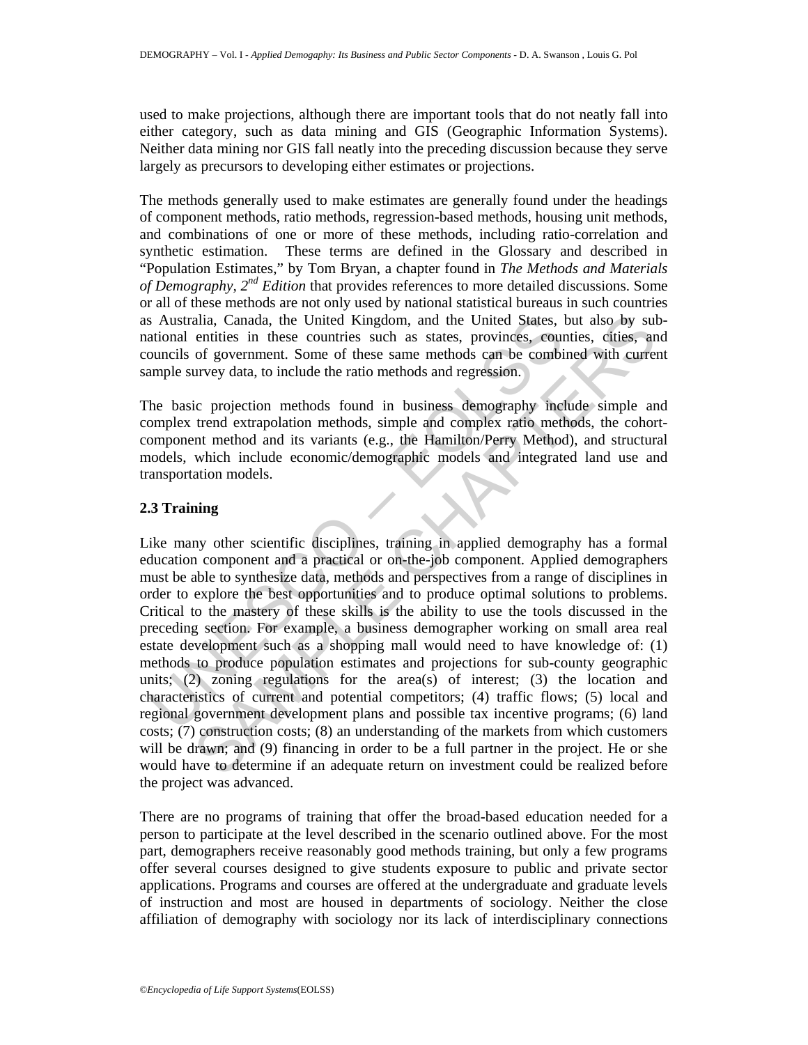used to make projections, although there are important tools that do not neatly fall into either category, such as data mining and GIS (Geographic Information Systems). Neither data mining nor GIS fall neatly into the preceding discussion because they serve largely as precursors to developing either estimates or projections.

The methods generally used to make estimates are generally found under the headings of component methods, ratio methods, regression-based methods, housing unit methods, and combinations of one or more of these methods, including ratio-correlation and synthetic estimation. These terms are defined in the Glossary and described in "Population Estimates," by Tom Bryan, a chapter found in *The Methods and Materials of Demography, 2nd Edition* that provides references to more detailed discussions. Some or all of these methods are not only used by national statistical bureaus in such countries as Australia, Canada, the United Kingdom, and the United States, but also by sub-national entities in these countries such as states, provinces, counties, cities, and councils of government. Some of these same methods can be combined with current sample survey data, to include the ratio methods and regression.

The basic projection methods found in business demography include simple and complex trend extrapolation methods, simple and complex ratio methods, the cohort-component method and its variants (e.g., the Hamilton/Perry Method), and structural models, which include economic/demographic models and integrated land use and transportation models.

### 2.3 Training

Like many other scientific disciplines, training in applied demography has a formal education component and a practical or on-the-job component. Applied demographers must be able to synthesize data, methods and perspectives from a range of disciplines in order to explore the best opportunities and to produce optimal solutions to problems. Critical to the mastery of these skills is the ability to use the tools discussed in the preceding section. For example, a business demographer working on small area real estate development such as a shopping mall would need to have knowledge of: (1) methods to produce population estimates and projections for sub-county geographic units; (2) zoning regulations for the area(s) of interest; (3) the location and characteristics of current and potential competitors; (4) traffic flows; (5) local and regional government development plans and possible tax incentive programs; (6) land costs; (7) construction costs; (8) an understanding of the markets from which customers will be drawn; and (9) financing in order to be a full partner in the project. He or she would have to determine if an adequate return on investment could be realized before the project was advanced.

There are no programs of training that offer the broad-based education needed for a person to participate at the level described in the scenario outlined above. For the most part, demographers receive reasonably good methods training, but only a few programs offer several courses designed to give students exposure to public and private sector applications. Programs and courses are offered at the undergraduate and graduate levels of instruction and most are housed in departments of sociology. Neither the close affiliation of demography with sociology nor its lack of interdisciplinary connections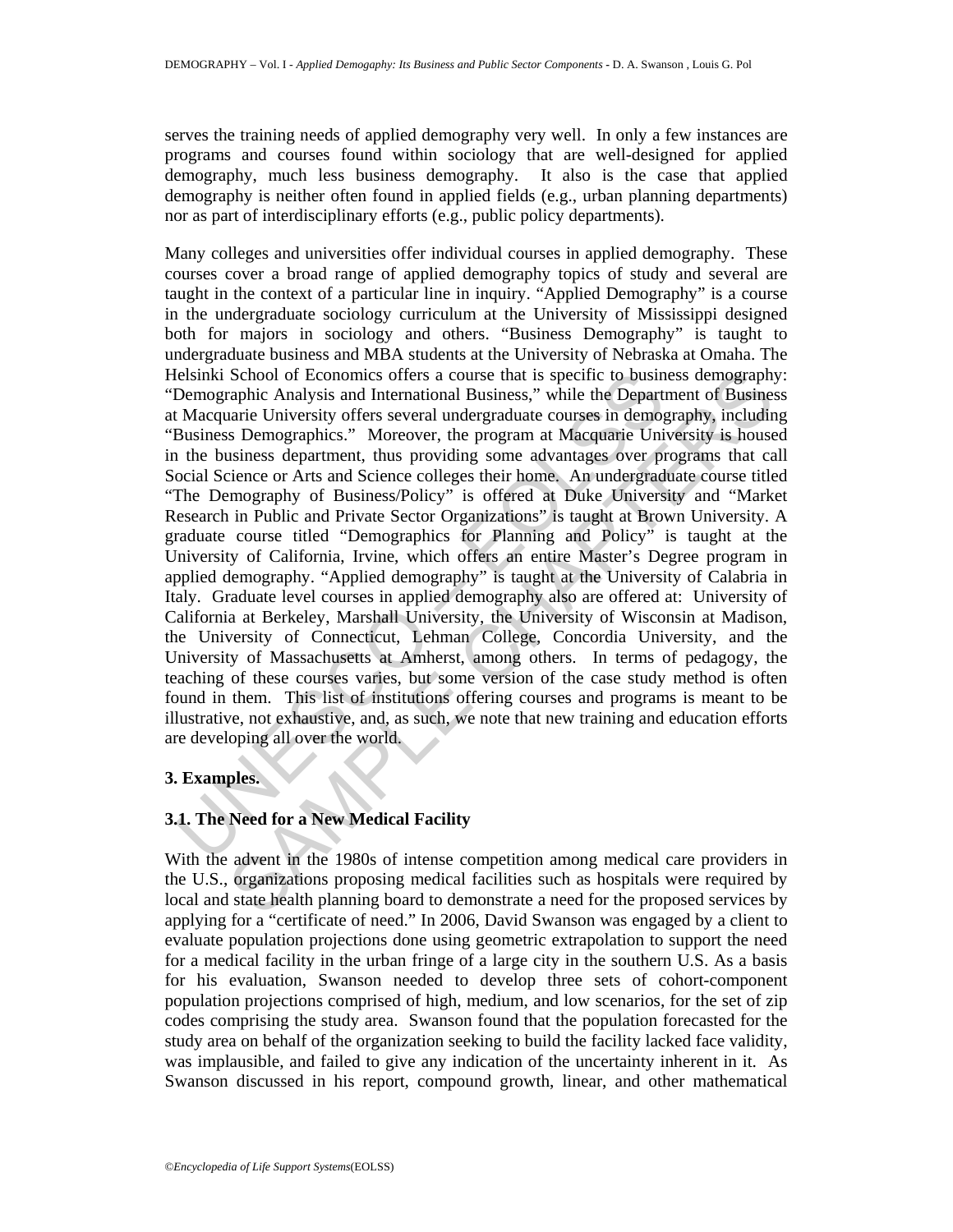serves the training needs of applied demography very well. In only a few instances are programs and courses found within sociology that are well-designed for applied demography, much less business demography. It also is the case that applied demography is neither often found in applied fields (e.g., urban planning departments) nor as part of interdisciplinary efforts (e.g., public policy departments).

Many colleges and universities offer individual courses in applied demography. These courses cover a broad range of applied demography topics of study and several are taught in the context of a particular line in inquiry. "Applied Demography" is a course in the undergraduate sociology curriculum at the University of Mississippi designed both for majors in sociology and others. "Business Demography" is taught to undergraduate business and MBA students at the University of Nebraska at Omaha. The Helsinki School of Economics offers a course that is specific to business demography: "Demographic Analysis and International Business," while the Department of Business at Macquarie University offers several undergraduate courses in demography, including "Business Demographics." Moreover, the program at Macquarie University is housed in the business department, thus providing some advantages over programs that call Social Science or Arts and Science colleges their home. An undergraduate course titled "The Demography of Business/Policy" is offered at Duke University and "Market Research in Public and Private Sector Organizations" is taught at Brown University. A graduate course titled "Demographics for Planning and Policy" is taught at the University of California, Irvine, which offers an entire Master's Degree program in applied demography. "Applied demography" is taught at the University of Calabria in Italy. Graduate level courses in applied demography also are offered at: University of California at Berkeley, Marshall University, the University of Wisconsin at Madison, the University of Connecticut, Lehman College, Concordia University, and the University of Massachusetts at Amherst, among others. In terms of pedagogy, the teaching of these courses varies, but some version of the case study method is often found in them. This list of institutions offering courses and programs is meant to be illustrative, not exhaustive, and, as such, we note that new training and education efforts are developing all over the world.

## 3. Examples.

### 3.1. The Need for a New Medical Facility

With the advent in the 1980s of intense competition among medical care providers in the U.S., organizations proposing medical facilities such as hospitals were required by local and state health planning board to demonstrate a need for the proposed services by applying for a "certificate of need." In 2006, David Swanson was engaged by a client to evaluate population projections done using geometric extrapolation to support the need for a medical facility in the urban fringe of a large city in the southern U.S. As a basis for his evaluation, Swanson needed to develop three sets of cohort-component population projections comprised of high, medium, and low scenarios, for the set of zip codes comprising the study area. Swanson found that the population forecasted for the study area on behalf of the organization seeking to build the facility lacked face validity, was implausible, and failed to give any indication of the uncertainty inherent in it. As Swanson discussed in his report, compound growth, linear, and other mathematical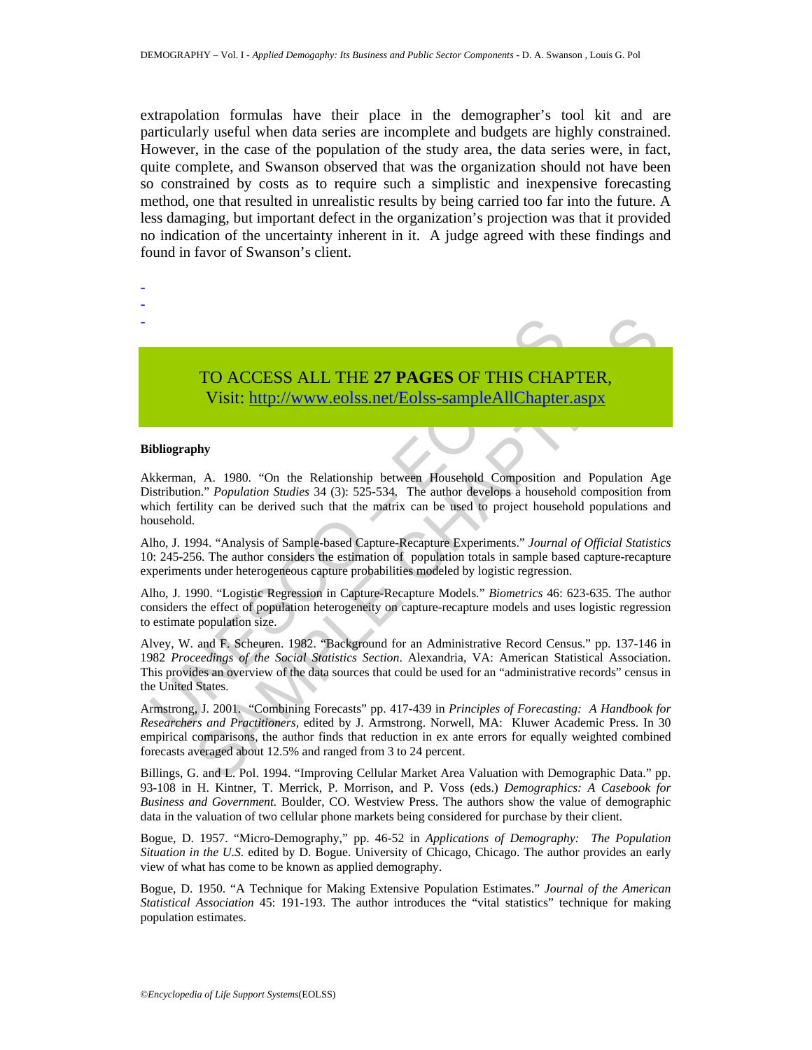extrapolation formulas have their place in the demographer's tool kit and are particularly useful when data series are incomplete and budgets are highly constrained. However, in the case of the population of the study area, the data series were, in fact, quite complete, and Swanson observed that was the organization should not have been so constrained by costs as to require such a simplistic and inexpensive forecasting method, one that resulted in unrealistic results by being carried too far into the future. A less damaging, but important defect in the organization's projection was that it provided no indication of the uncertainty inherent in it. A judge agreed with these findings and found in favor of Swanson's client.

-
-
-

TO ACCESS ALL THE **27 PAGES** OF THIS CHAPTER,
Visit: [http://www.eolss.net/Eolss-sampleAllChapter.aspx](http://www.eolss.net/Eolss-sampleAllChapter.aspx)

**Bibliography**

Akkerman, A. 1980. "On the Relationship between Household Composition and Population Age Distribution." *Population Studies* 34 (3): 525-534. The author develops a household composition from which fertility can be derived such that the matrix can be used to project household populations and household.

Alho, J. 1994. "Analysis of Sample-based Capture-Recapture Experiments." *Journal of Official Statistics* 10: 245-256. The author considers the estimation of population totals in sample based capture-recapture experiments under heterogeneous capture probabilities modeled by logistic regression.

Alho, J. 1990. "Logistic Regression in Capture-Recapture Models." *Biometrics* 46: 623-635. The author considers the effect of population heterogeneity on capture-recapture models and uses logistic regression to estimate population size.

Alvey, W. and F. Scheuren. 1982. "Background for an Administrative Record Census." pp. 137-146 in 1982 *Proceedings of the Social Statistics Section*. Alexandria, VA: American Statistical Association. This provides an overview of the data sources that could be used for an "administrative records" census in the United States.

Armstrong, J. 2001. "Combining Forecasts" pp. 417-439 in *Principles of Forecasting: A Handbook for Researchers and Practitioners,* edited by J. Armstrong. Norwell, MA: Kluwer Academic Press. In 30 empirical comparisons, the author finds that reduction in ex ante errors for equally weighted combined forecasts averaged about 12.5% and ranged from 3 to 24 percent.

Billings, G. and L. Pol. 1994. "Improving Cellular Market Area Valuation with Demographic Data." pp. 93-108 in H. Kintner, T. Merrick, P. Morrison, and P. Voss (eds.) *Demographics: A Casebook for Business and Government.* Boulder, CO. Westview Press. The authors show the value of demographic data in the valuation of two cellular phone markets being considered for purchase by their client.

Bogue, D. 1957. "Micro-Demography," pp. 46-52 in *Applications of Demography: The Population Situation in the U.S.* edited by D. Bogue. University of Chicago, Chicago. The author provides an early view of what has come to be known as applied demography.

Bogue, D. 1950. "A Technique for Making Extensive Population Estimates." *Journal of the American Statistical Association* 45: 191-193. The author introduces the "vital statistics" technique for making population estimates.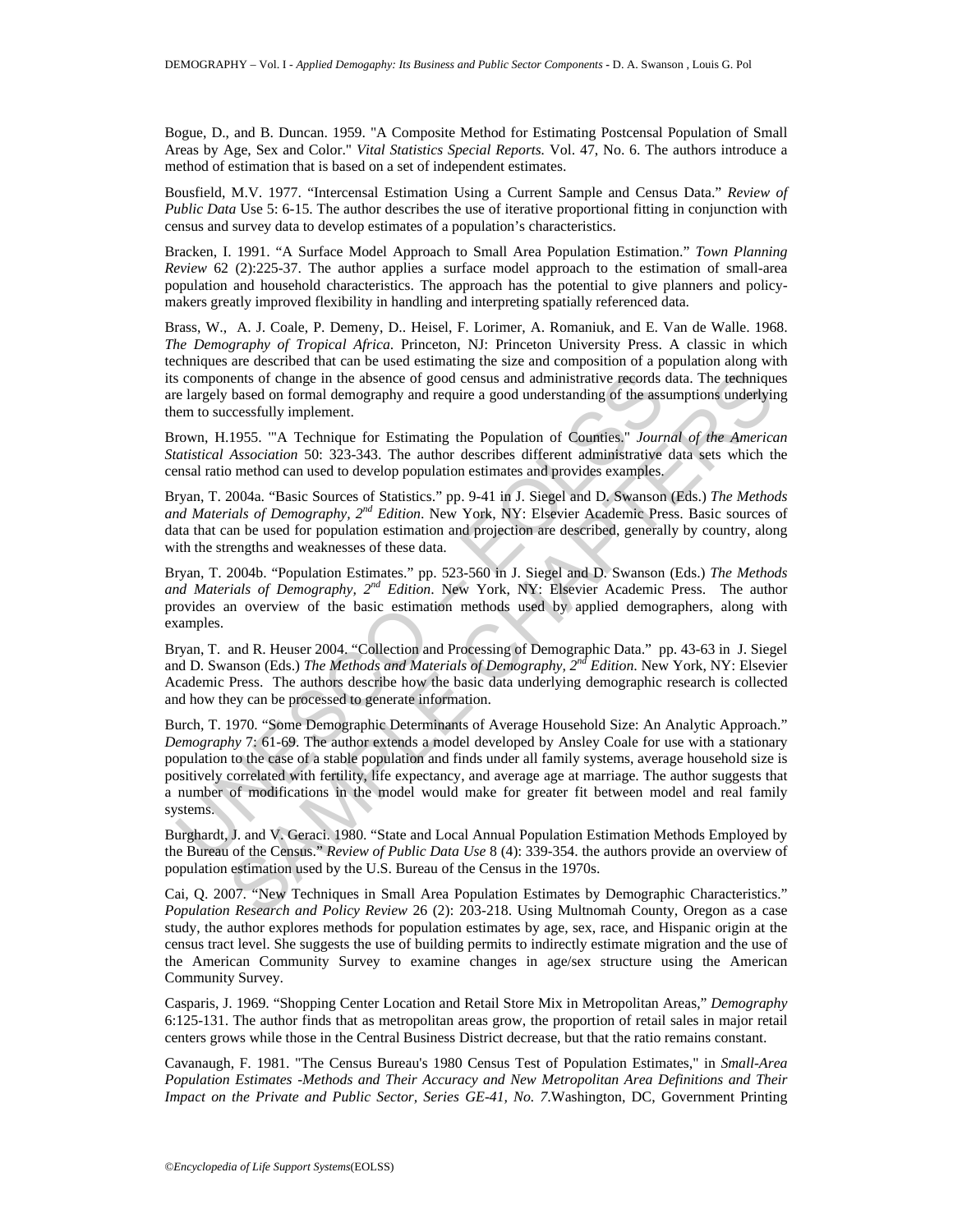Bogue, D., and B. Duncan. 1959. "A Composite Method for Estimating Postcensal Population of Small Areas by Age, Sex and Color." *Vital Statistics Special Reports.* Vol. 47, No. 6. The authors introduce a method of estimation that is based on a set of independent estimates.

Bousfield, M.V. 1977. "Intercensal Estimation Using a Current Sample and Census Data." *Review of Public Data* Use 5: 6-15. The author describes the use of iterative proportional fitting in conjunction with census and survey data to develop estimates of a population's characteristics.

Bracken, I. 1991. "A Surface Model Approach to Small Area Population Estimation." *Town Planning Review* 62 (2):225-37. The author applies a surface model approach to the estimation of small-area population and household characteristics. The approach has the potential to give planners and policy-makers greatly improved flexibility in handling and interpreting spatially referenced data.

Brass, W., A. J. Coale, P. Demeny, D.. Heisel, F. Lorimer, A. Romaniuk, and E. Van de Walle. 1968. *The Demography of Tropical Africa.* Princeton, NJ: Princeton University Press. A classic in which techniques are described that can be used estimating the size and composition of a population along with its components of change in the absence of good census and administrative records data. The techniques are largely based on formal demography and require a good understanding of the assumptions underlying them to successfully implement.

Brown, H.1955. "'A Technique for Estimating the Population of Counties." *Journal of the American Statistical Association* 50: 323-343. The author describes different administrative data sets which the censal ratio method can used to develop population estimates and provides examples.

Bryan, T. 2004a. "Basic Sources of Statistics." pp. 9-41 in J. Siegel and D. Swanson (Eds.) *The Methods and Materials of Demography, 2nd Edition*. New York, NY: Elsevier Academic Press. Basic sources of data that can be used for population estimation and projection are described, generally by country, along with the strengths and weaknesses of these data.

Bryan, T. 2004b. "Population Estimates." pp. 523-560 in J. Siegel and D. Swanson (Eds.) *The Methods and Materials of Demography, 2nd Edition*. New York, NY: Elsevier Academic Press. The author provides an overview of the basic estimation methods used by applied demographers, along with examples.

Bryan, T. and R. Heuser 2004. "Collection and Processing of Demographic Data." pp. 43-63 in J. Siegel and D. Swanson (Eds.) *The Methods and Materials of Demography, 2nd Edition*. New York, NY: Elsevier Academic Press. The authors describe how the basic data underlying demographic research is collected and how they can be processed to generate information.

Burch, T. 1970. "Some Demographic Determinants of Average Household Size: An Analytic Approach." *Demography* 7: 61-69. The author extends a model developed by Ansley Coale for use with a stationary population to the case of a stable population and finds under all family systems, average household size is positively correlated with fertility, life expectancy, and average age at marriage. The author suggests that a number of modifications in the model would make for greater fit between model and real family systems.

Burghardt, J. and V. Geraci. 1980. "State and Local Annual Population Estimation Methods Employed by the Bureau of the Census." *Review of Public Data Use* 8 (4): 339-354. the authors provide an overview of population estimation used by the U.S. Bureau of the Census in the 1970s.

Cai, Q. 2007. "New Techniques in Small Area Population Estimates by Demographic Characteristics." *Population Research and Policy Review* 26 (2): 203-218. Using Multnomah County, Oregon as a case study, the author explores methods for population estimates by age, sex, race, and Hispanic origin at the census tract level. She suggests the use of building permits to indirectly estimate migration and the use of the American Community Survey to examine changes in age/sex structure using the American Community Survey.

Casparis, J. 1969. "Shopping Center Location and Retail Store Mix in Metropolitan Areas," *Demography* 6:125-131. The author finds that as metropolitan areas grow, the proportion of retail sales in major retail centers grows while those in the Central Business District decrease, but that the ratio remains constant.

Cavanaugh, F. 1981. "The Census Bureau's 1980 Census Test of Population Estimates," in *Small-Area Population Estimates -Methods and Their Accuracy and New Metropolitan Area Definitions and Their Impact on the Private and Public Sector, Series GE-41, No. 7.*Washington, DC, Government Printing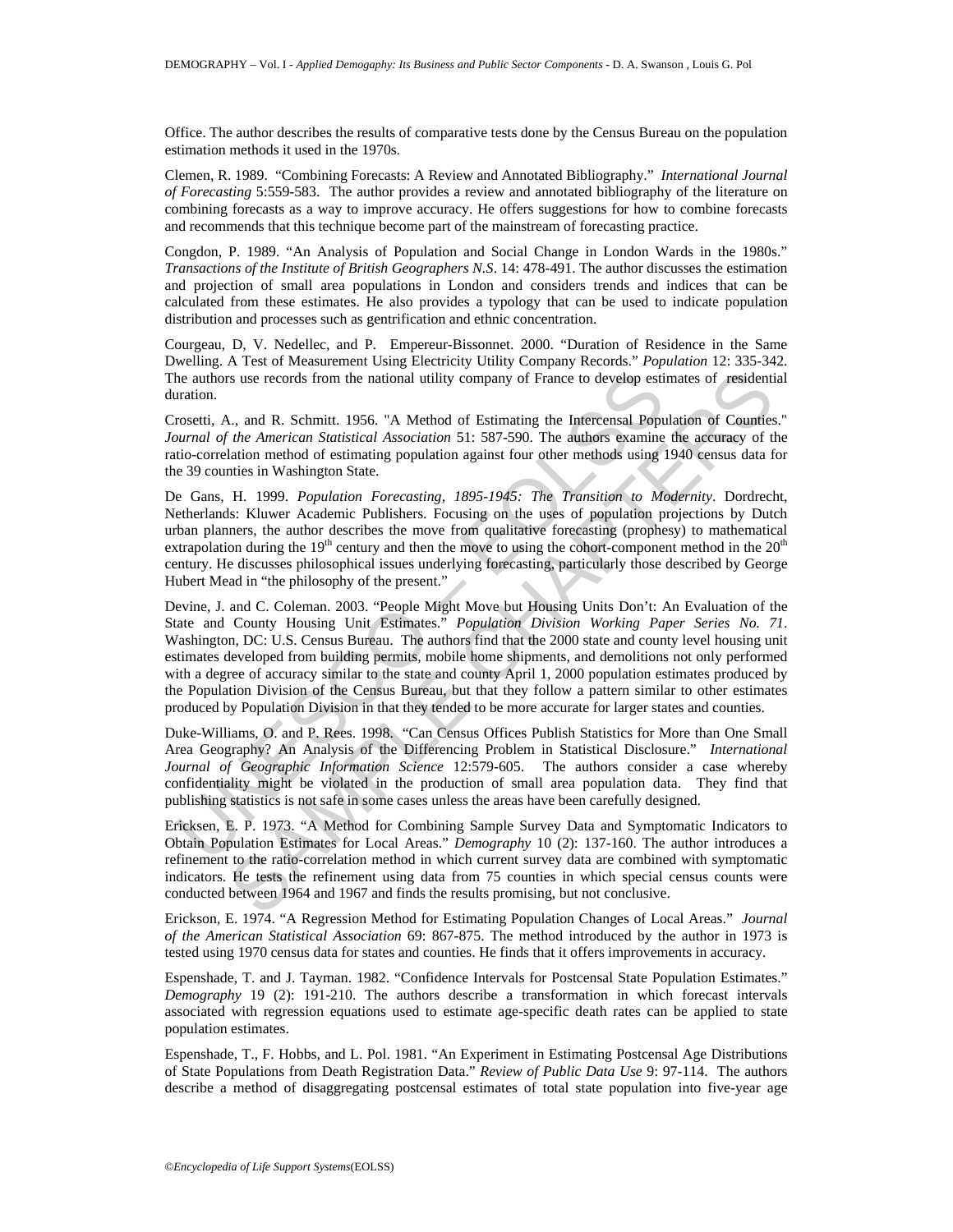Office. The author describes the results of comparative tests done by the Census Bureau on the population estimation methods it used in the 1970s.

Clemen, R. 1989. "Combining Forecasts: A Review and Annotated Bibliography." *International Journal of Forecasting* 5:559-583. The author provides a review and annotated bibliography of the literature on combining forecasts as a way to improve accuracy. He offers suggestions for how to combine forecasts and recommends that this technique become part of the mainstream of forecasting practice.

Congdon, P. 1989. "An Analysis of Population and Social Change in London Wards in the 1980s." *Transactions of the Institute of British Geographers N.S*. 14: 478-491. The author discusses the estimation and projection of small area populations in London and considers trends and indices that can be calculated from these estimates. He also provides a typology that can be used to indicate population distribution and processes such as gentrification and ethnic concentration.

Courgeau, D, V. Nedellec, and P. Empereur-Bissonnet. 2000. "Duration of Residence in the Same Dwelling. A Test of Measurement Using Electricity Utility Company Records." *Population* 12: 335-342. The authors use records from the national utility company of France to develop estimates of residential duration.

Crosetti, A., and R. Schmitt. 1956. "A Method of Estimating the Intercensal Population of Counties." *Journal of the American Statistical Association* 51: 587-590. The authors examine the accuracy of the ratio-correlation method of estimating population against four other methods using 1940 census data for the 39 counties in Washington State.

De Gans, H. 1999. *Population Forecasting, 1895-1945: The Transition to Modernity*. Dordrecht, Netherlands: Kluwer Academic Publishers. Focusing on the uses of population projections by Dutch urban planners, the author describes the move from qualitative forecasting (prophesy) to mathematical extrapolation during the 19th century and then the move to using the cohort-component method in the 20th century. He discusses philosophical issues underlying forecasting, particularly those described by George Hubert Mead in "the philosophy of the present."

Devine, J. and C. Coleman. 2003. "People Might Move but Housing Units Don't: An Evaluation of the State and County Housing Unit Estimates." *Population Division Working Paper Series No. 71*. Washington, DC: U.S. Census Bureau. The authors find that the 2000 state and county level housing unit estimates developed from building permits, mobile home shipments, and demolitions not only performed with a degree of accuracy similar to the state and county April 1, 2000 population estimates produced by the Population Division of the Census Bureau, but that they follow a pattern similar to other estimates produced by Population Division in that they tended to be more accurate for larger states and counties.

Duke-Williams, O. and P. Rees. 1998. "Can Census Offices Publish Statistics for More than One Small Area Geography? An Analysis of the Differencing Problem in Statistical Disclosure." *International Journal of Geographic Information Science* 12:579-605. The authors consider a case whereby confidentiality might be violated in the production of small area population data. They find that publishing statistics is not safe in some cases unless the areas have been carefully designed.

Ericksen, E. P. 1973. "A Method for Combining Sample Survey Data and Symptomatic Indicators to Obtain Population Estimates for Local Areas." *Demography* 10 (2): 137-160. The author introduces a refinement to the ratio-correlation method in which current survey data are combined with symptomatic indicators. He tests the refinement using data from 75 counties in which special census counts were conducted between 1964 and 1967 and finds the results promising, but not conclusive.

Erickson, E. 1974. "A Regression Method for Estimating Population Changes of Local Areas." *Journal of the American Statistical Association* 69: 867-875. The method introduced by the author in 1973 is tested using 1970 census data for states and counties. He finds that it offers improvements in accuracy.

Espenshade, T. and J. Tayman. 1982. "Confidence Intervals for Postcensal State Population Estimates." *Demography* 19 (2): 191-210. The authors describe a transformation in which forecast intervals associated with regression equations used to estimate age-specific death rates can be applied to state population estimates.

Espenshade, T., F. Hobbs, and L. Pol. 1981. "An Experiment in Estimating Postcensal Age Distributions of State Populations from Death Registration Data." *Review of Public Data Use* 9: 97-114. The authors describe a method of disaggregating postcensal estimates of total state population into five-year age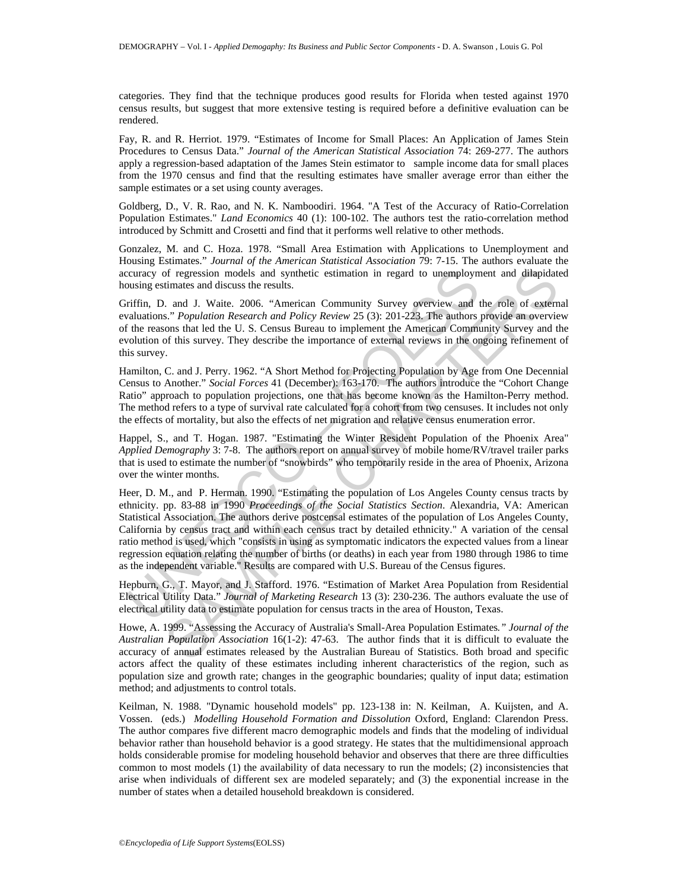categories. They find that the technique produces good results for Florida when tested against 1970 census results, but suggest that more extensive testing is required before a definitive evaluation can be rendered.

Fay, R. and R. Herriot. 1979. "Estimates of Income for Small Places: An Application of James Stein Procedures to Census Data." *Journal of the American Statistical Association* 74: 269-277. The authors apply a regression-based adaptation of the James Stein estimator to sample income data for small places from the 1970 census and find that the resulting estimates have smaller average error than either the sample estimates or a set using county averages.

Goldberg, D., V. R. Rao, and N. K. Namboodiri. 1964. "A Test of the Accuracy of Ratio-Correlation Population Estimates." *Land Economics* 40 (1): 100-102. The authors test the ratio-correlation method introduced by Schmitt and Crosetti and find that it performs well relative to other methods.

Gonzalez, M. and C. Hoza. 1978. "Small Area Estimation with Applications to Unemployment and Housing Estimates." *Journal of the American Statistical Association* 79: 7-15. The authors evaluate the accuracy of regression models and synthetic estimation in regard to unemployment and dilapidated housing estimates and discuss the results.

Griffin, D. and J. Waite. 2006. "American Community Survey overview and the role of external evaluations." *Population Research and Policy Review* 25 (3): 201-223. The authors provide an overview of the reasons that led the U. S. Census Bureau to implement the American Community Survey and the evolution of this survey. They describe the importance of external reviews in the ongoing refinement of this survey.

Hamilton, C. and J. Perry. 1962. "A Short Method for Projecting Population by Age from One Decennial Census to Another." *Social Forces* 41 (December): 163-170. The authors introduce the "Cohort Change Ratio" approach to population projections, one that has become known as the Hamilton-Perry method. The method refers to a type of survival rate calculated for a cohort from two censuses. It includes not only the effects of mortality, but also the effects of net migration and relative census enumeration error.

Happel, S., and T. Hogan. 1987. "Estimating the Winter Resident Population of the Phoenix Area" *Applied Demography* 3: 7-8. The authors report on annual survey of mobile home/RV/travel trailer parks that is used to estimate the number of "snowbirds" who temporarily reside in the area of Phoenix, Arizona over the winter months.

Heer, D. M., and P. Herman. 1990. "Estimating the population of Los Angeles County census tracts by ethnicity. pp. 83-88 in 1990 *Proceedings of the Social Statistics Section*. Alexandria, VA: American Statistical Association. The authors derive postcensal estimates of the population of Los Angeles County, California by census tract and within each census tract by detailed ethnicity." A variation of the censal ratio method is used, which "consists in using as symptomatic indicators the expected values from a linear regression equation relating the number of births (or deaths) in each year from 1980 through 1986 to time as the independent variable." Results are compared with U.S. Bureau of the Census figures.

Hepburn, G., T. Mayor, and J. Stafford. 1976. "Estimation of Market Area Population from Residential Electrical Utility Data." *Journal of Marketing Research* 13 (3): 230-236. The authors evaluate the use of electrical utility data to estimate population for census tracts in the area of Houston, Texas.

Howe, A. 1999. "Assessing the Accuracy of Australia's Small-Area Population Estimates*." Journal of the Australian Population Association* 16(1-2): 47-63. The author finds that it is difficult to evaluate the accuracy of annual estimates released by the Australian Bureau of Statistics. Both broad and specific actors affect the quality of these estimates including inherent characteristics of the region, such as population size and growth rate; changes in the geographic boundaries; quality of input data; estimation method; and adjustments to control totals.

Keilman, N. 1988. "Dynamic household models" pp. 123-138 in: N. Keilman, A. Kuijsten, and A. Vossen. (eds.) *Modelling Household Formation and Dissolution* Oxford, England: Clarendon Press. The author compares five different macro demographic models and finds that the modeling of individual behavior rather than household behavior is a good strategy. He states that the multidimensional approach holds considerable promise for modeling household behavior and observes that there are three difficulties common to most models (1) the availability of data necessary to run the models; (2) inconsistencies that arise when individuals of different sex are modeled separately; and (3) the exponential increase in the number of states when a detailed household breakdown is considered.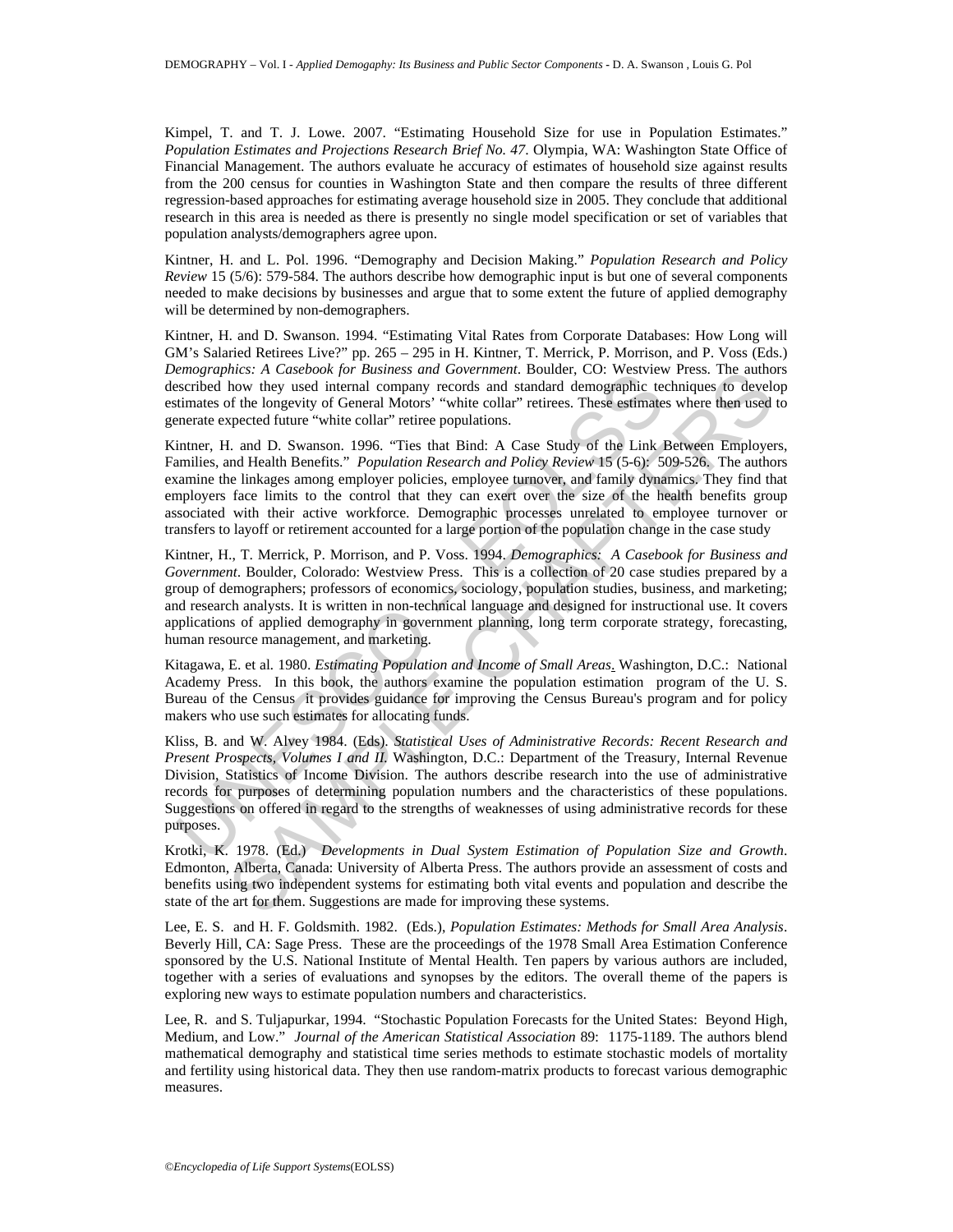Kimpel, T. and T. J. Lowe. 2007. "Estimating Household Size for use in Population Estimates." *Population Estimates and Projections Research Brief No. 47*. Olympia, WA: Washington State Office of Financial Management. The authors evaluate he accuracy of estimates of household size against results from the 200 census for counties in Washington State and then compare the results of three different regression-based approaches for estimating average household size in 2005. They conclude that additional research in this area is needed as there is presently no single model specification or set of variables that population analysts/demographers agree upon.

Kintner, H. and L. Pol. 1996. "Demography and Decision Making." *Population Research and Policy Review* 15 (5/6): 579-584. The authors describe how demographic input is but one of several components needed to make decisions by businesses and argue that to some extent the future of applied demography will be determined by non-demographers.

Kintner, H. and D. Swanson. 1994. "Estimating Vital Rates from Corporate Databases: How Long will GM's Salaried Retirees Live?" pp. 265 – 295 in H. Kintner, T. Merrick, P. Morrison, and P. Voss (Eds.) *Demographics: A Casebook for Business and Government*. Boulder, CO: Westview Press. The authors described how they used internal company records and standard demographic techniques to develop estimates of the longevity of General Motors' "white collar" retirees. These estimates where then used to generate expected future "white collar" retiree populations.

Kintner, H. and D. Swanson. 1996. "Ties that Bind: A Case Study of the Link Between Employers, Families, and Health Benefits." *Population Research and Policy Review* 15 (5-6): 509-526. The authors examine the linkages among employer policies, employee turnover, and family dynamics. They find that employers face limits to the control that they can exert over the size of the health benefits group associated with their active workforce. Demographic processes unrelated to employee turnover or transfers to layoff or retirement accounted for a large portion of the population change in the case study

Kintner, H., T. Merrick, P. Morrison, and P. Voss. 1994. *Demographics: A Casebook for Business and Government*. Boulder, Colorado: Westview Press. This is a collection of 20 case studies prepared by a group of demographers; professors of economics, sociology, population studies, business, and marketing; and research analysts. It is written in non-technical language and designed for instructional use. It covers applications of applied demography in government planning, long term corporate strategy, forecasting, human resource management, and marketing.

Kitagawa, E. et al. 1980. *Estimating Population and Income of Small Areas*. Washington, D.C.: National Academy Press. In this book, the authors examine the population estimation program of the U. S. Bureau of the Census it provides guidance for improving the Census Bureau's program and for policy makers who use such estimates for allocating funds.

Kliss, B. and W. Alvey 1984. (Eds). *Statistical Uses of Administrative Records: Recent Research and Present Prospects, Volumes I and II*. Washington, D.C.: Department of the Treasury, Internal Revenue Division, Statistics of Income Division. The authors describe research into the use of administrative records for purposes of determining population numbers and the characteristics of these populations. Suggestions on offered in regard to the strengths of weaknesses of using administrative records for these purposes.

Krotki, K. 1978. (Ed.) *Developments in Dual System Estimation of Population Size and Growth*. Edmonton, Alberta, Canada: University of Alberta Press. The authors provide an assessment of costs and benefits using two independent systems for estimating both vital events and population and describe the state of the art for them. Suggestions are made for improving these systems.

Lee, E. S. and H. F. Goldsmith. 1982. (Eds.), *Population Estimates: Methods for Small Area Analysis*. Beverly Hill, CA: Sage Press. These are the proceedings of the 1978 Small Area Estimation Conference sponsored by the U.S. National Institute of Mental Health. Ten papers by various authors are included, together with a series of evaluations and synopses by the editors. The overall theme of the papers is exploring new ways to estimate population numbers and characteristics.

Lee, R. and S. Tuljapurkar, 1994. "Stochastic Population Forecasts for the United States: Beyond High, Medium, and Low." *Journal of the American Statistical Association* 89: 1175-1189. The authors blend mathematical demography and statistical time series methods to estimate stochastic models of mortality and fertility using historical data. They then use random-matrix products to forecast various demographic measures.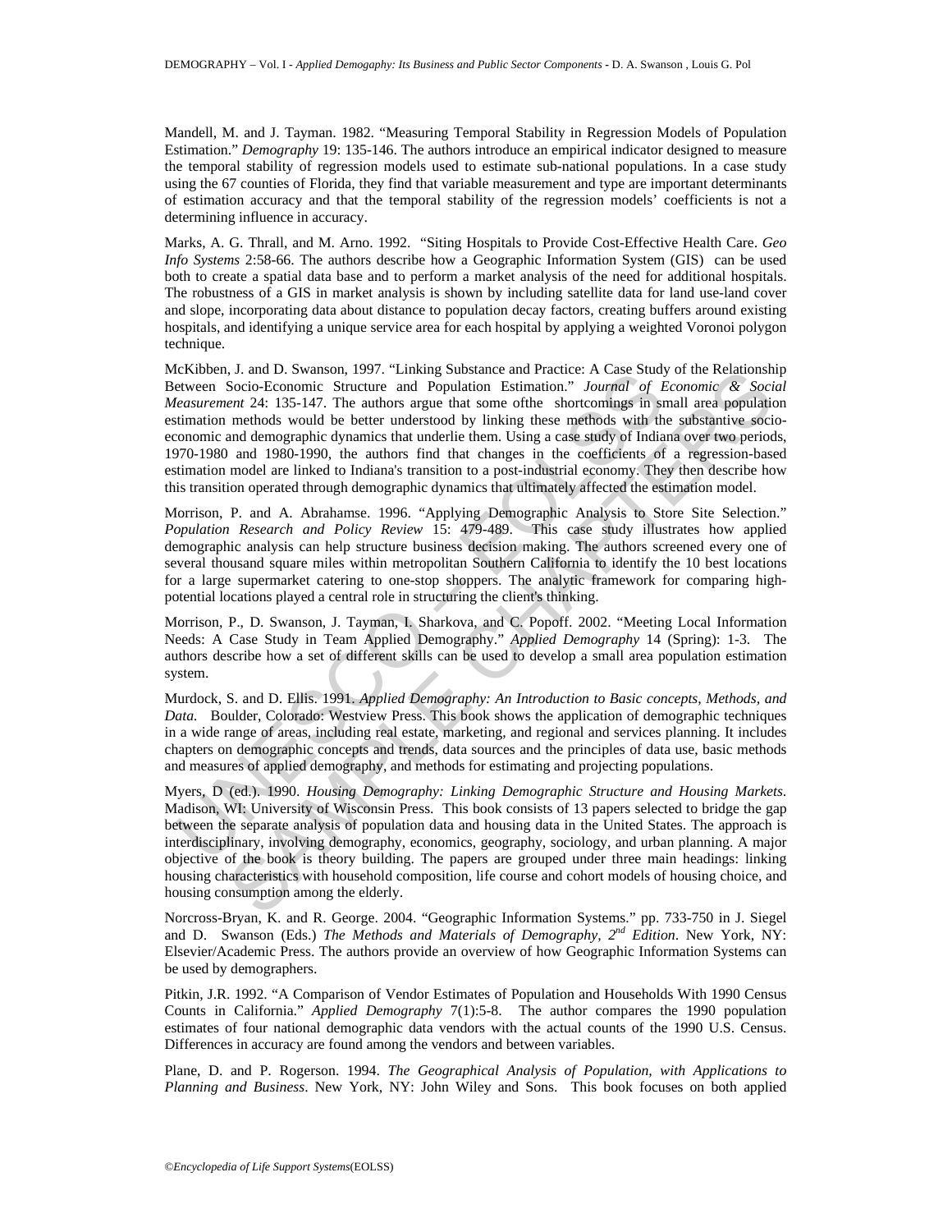Mandell, M. and J. Tayman. 1982. "Measuring Temporal Stability in Regression Models of Population Estimation." *Demography* 19: 135-146. The authors introduce an empirical indicator designed to measure the temporal stability of regression models used to estimate sub-national populations. In a case study using the 67 counties of Florida, they find that variable measurement and type are important determinants of estimation accuracy and that the temporal stability of the regression models' coefficients is not a determining influence in accuracy.

Marks, A. G. Thrall, and M. Arno. 1992. "Siting Hospitals to Provide Cost-Effective Health Care. *Geo Info Systems* 2:58-66. The authors describe how a Geographic Information System (GIS) can be used both to create a spatial data base and to perform a market analysis of the need for additional hospitals. The robustness of a GIS in market analysis is shown by including satellite data for land use-land cover and slope, incorporating data about distance to population decay factors, creating buffers around existing hospitals, and identifying a unique service area for each hospital by applying a weighted Voronoi polygon technique.

McKibben, J. and D. Swanson, 1997. "Linking Substance and Practice: A Case Study of the Relationship Between Socio-Economic Structure and Population Estimation." *Journal of Economic & Social Measurement* 24: 135-147. The authors argue that some ofthe shortcomings in small area population estimation methods would be better understood by linking these methods with the substantive socio-economic and demographic dynamics that underlie them. Using a case study of Indiana over two periods, 1970-1980 and 1980-1990, the authors find that changes in the coefficients of a regression-based estimation model are linked to Indiana's transition to a post-industrial economy. They then describe how this transition operated through demographic dynamics that ultimately affected the estimation model.

Morrison, P. and A. Abrahamse. 1996. "Applying Demographic Analysis to Store Site Selection." *Population Research and Policy Review* 15: 479-489. This case study illustrates how applied demographic analysis can help structure business decision making. The authors screened every one of several thousand square miles within metropolitan Southern California to identify the 10 best locations for a large supermarket catering to one-stop shoppers. The analytic framework for comparing high-potential locations played a central role in structuring the client's thinking.

Morrison, P., D. Swanson, J. Tayman, I. Sharkova, and C. Popoff. 2002. "Meeting Local Information Needs: A Case Study in Team Applied Demography." *Applied Demography* 14 (Spring): 1-3. The authors describe how a set of different skills can be used to develop a small area population estimation system.

Murdock, S. and D. Ellis. 1991. *Applied Demography: An Introduction to Basic concepts, Methods, and Data*. Boulder, Colorado: Westview Press. This book shows the application of demographic techniques in a wide range of areas, including real estate, marketing, and regional and services planning. It includes chapters on demographic concepts and trends, data sources and the principles of data use, basic methods and measures of applied demography, and methods for estimating and projecting populations.

Myers, D (ed.). 1990. *Housing Demography: Linking Demographic Structure and Housing Markets*. Madison, WI: University of Wisconsin Press. This book consists of 13 papers selected to bridge the gap between the separate analysis of population data and housing data in the United States. The approach is interdisciplinary, involving demography, economics, geography, sociology, and urban planning. A major objective of the book is theory building. The papers are grouped under three main headings: linking housing characteristics with household composition, life course and cohort models of housing choice, and housing consumption among the elderly.

Norcross-Bryan, K. and R. George. 2004. "Geographic Information Systems." pp. 733-750 in J. Siegel and D. Swanson (Eds.) *The Methods and Materials of Demography, 2nd Edition*. New York, NY: Elsevier/Academic Press. The authors provide an overview of how Geographic Information Systems can be used by demographers.

Pitkin, J.R. 1992. "A Comparison of Vendor Estimates of Population and Households With 1990 Census Counts in California." *Applied Demography* 7(1):5-8. The author compares the 1990 population estimates of four national demographic data vendors with the actual counts of the 1990 U.S. Census. Differences in accuracy are found among the vendors and between variables.

Plane, D. and P. Rogerson. 1994. *The Geographical Analysis of Population, with Applications to Planning and Business*. New York, NY: John Wiley and Sons. This book focuses on both applied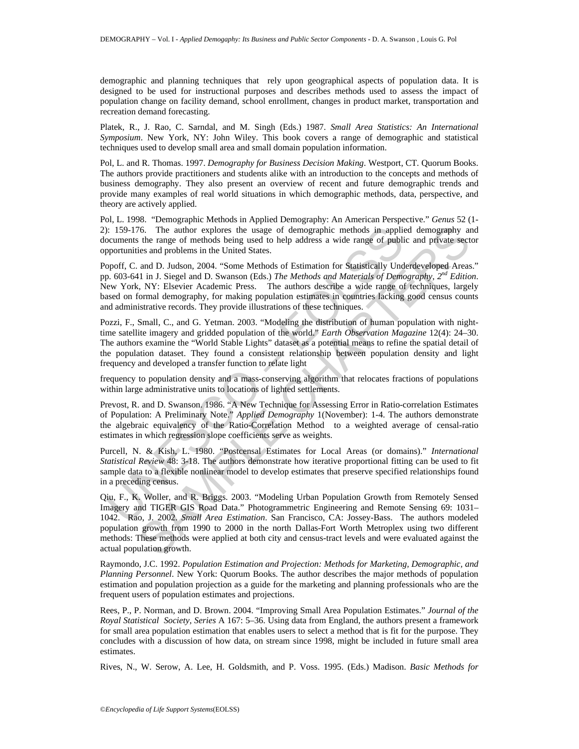demographic and planning techniques that rely upon geographical aspects of population data. It is designed to be used for instructional purposes and describes methods used to assess the impact of population change on facility demand, school enrollment, changes in product market, transportation and recreation demand forecasting.

Platek, R., J. Rao, C. Sarndal, and M. Singh (Eds.) 1987. *Small Area Statistics: An International Symposium*. New York, NY: John Wiley. This book covers a range of demographic and statistical techniques used to develop small area and small domain population information.

Pol, L. and R. Thomas. 1997. *Demography for Business Decision Making*. Westport, CT. Quorum Books. The authors provide practitioners and students alike with an introduction to the concepts and methods of business demography. They also present an overview of recent and future demographic trends and provide many examples of real world situations in which demographic methods, data, perspective, and theory are actively applied.

Pol, L. 1998. "Demographic Methods in Applied Demography: An American Perspective." *Genus* 52 (1-2): 159-176. The author explores the usage of demographic methods in applied demography and documents the range of methods being used to help address a wide range of public and private sector opportunities and problems in the United States.

Popoff, C. and D. Judson, 2004. "Some Methods of Estimation for Statistically Underdeveloped Areas." pp. 603-641 in J. Siegel and D. Swanson (Eds.) *The Methods and Materials of Demography, 2nd Edition*. New York, NY: Elsevier Academic Press. The authors describe a wide range of techniques, largely based on formal demography, for making population estimates in countries lacking good census counts and administrative records. They provide illustrations of these techniques.

Pozzi, F., Small, C., and G. Yetman. 2003. "Modeling the distribution of human population with night-time satellite imagery and gridded population of the world." *Earth Observation Magazine* 12(4): 24–30. The authors examine the "World Stable Lights" dataset as a potential means to refine the spatial detail of the population dataset. They found a consistent relationship between population density and light frequency and developed a transfer function to relate light

frequency to population density and a mass-conserving algorithm that relocates fractions of populations within large administrative units to locations of lighted settlements.

Prevost, R. and D. Swanson. 1986. "A New Technique for Assessing Error in Ratio-correlation Estimates of Population: A Preliminary Note." *Applied Demography* 1(November): 1-4. The authors demonstrate the algebraic equivalency of the Ratio-Correlation Method to a weighted average of censal-ratio estimates in which regression slope coefficients serve as weights.

Purcell, N. & Kish, L. 1980. "Postcensal Estimates for Local Areas (or domains)." *International Statistical Review* 48: 3-18. The authors demonstrate how iterative proportional fitting can be used to fit sample data to a flexible nonlinear model to develop estimates that preserve specified relationships found in a preceding census.

Qiu, F., K. Woller, and R. Briggs. 2003. "Modeling Urban Population Growth from Remotely Sensed Imagery and TIGER GIS Road Data." Photogrammetric Engineering and Remote Sensing 69: 1031–1042. Rao, J. 2002. *Small Area Estimation*. San Francisco, CA: Jossey-Bass. The authors modeled population growth from 1990 to 2000 in the north Dallas-Fort Worth Metroplex using two different methods: These methods were applied at both city and census-tract levels and were evaluated against the actual population growth.

Raymondo, J.C. 1992. *Population Estimation and Projection: Methods for Marketing, Demographic, and Planning Personnel*. New York: Quorum Books. The author describes the major methods of population estimation and population projection as a guide for the marketing and planning professionals who are the frequent users of population estimates and projections.

Rees, P., P. Norman, and D. Brown. 2004. "Improving Small Area Population Estimates." *Journal of the Royal Statistical Society, Series* A 167: 5–36. Using data from England, the authors present a framework for small area population estimation that enables users to select a method that is fit for the purpose. They concludes with a discussion of how data, on stream since 1998, might be included in future small area estimates.

Rives, N., W. Serow, A. Lee, H. Goldsmith, and P. Voss. 1995. (Eds.) Madison. *Basic Methods for*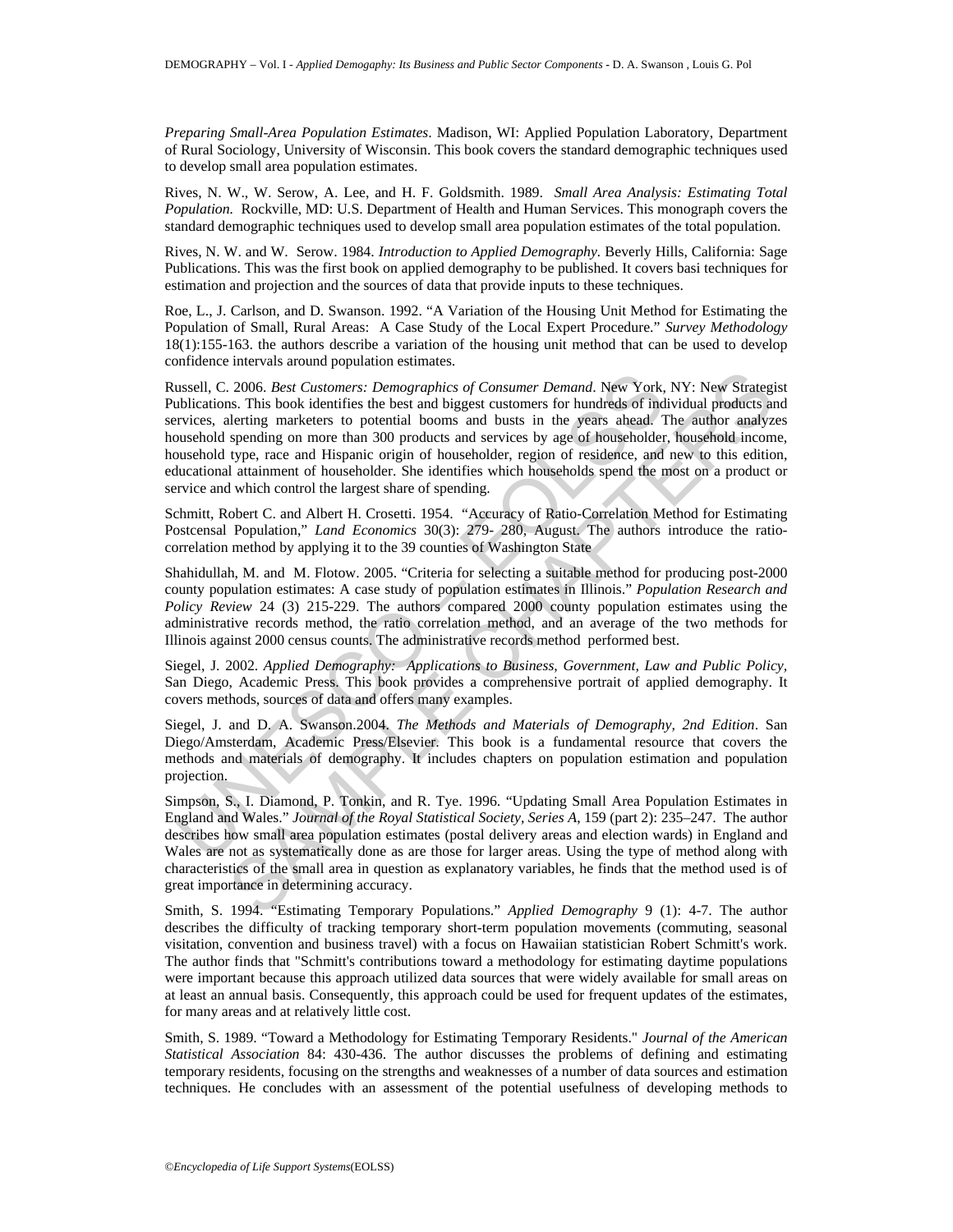*Preparing Small-Area Population Estimates*. Madison, WI: Applied Population Laboratory, Department of Rural Sociology, University of Wisconsin. This book covers the standard demographic techniques used to develop small area population estimates.

Rives, N. W., W. Serow, A. Lee, and H. F. Goldsmith. 1989. *Small Area Analysis: Estimating Total Population.* Rockville, MD: U.S. Department of Health and Human Services. This monograph covers the standard demographic techniques used to develop small area population estimates of the total population.

Rives, N. W. and W. Serow. 1984. *Introduction to Applied Demography*. Beverly Hills, California: Sage Publications. This was the first book on applied demography to be published. It covers basi techniques for estimation and projection and the sources of data that provide inputs to these techniques.

Roe, L., J. Carlson, and D. Swanson. 1992. "A Variation of the Housing Unit Method for Estimating the Population of Small, Rural Areas: A Case Study of the Local Expert Procedure." *Survey Methodology* 18(1):155-163. the authors describe a variation of the housing unit method that can be used to develop confidence intervals around population estimates.

Russell, C. 2006. *Best Customers: Demographics of Consumer Demand*. New York, NY: New Strategist Publications. This book identifies the best and biggest customers for hundreds of individual products and services, alerting marketers to potential booms and busts in the years ahead. The author analyzes household spending on more than 300 products and services by age of householder, household income, household type, race and Hispanic origin of householder, region of residence, and new to this edition, educational attainment of householder. She identifies which households spend the most on a product or service and which control the largest share of spending.

Schmitt, Robert C. and Albert H. Crosetti. 1954. "Accuracy of Ratio-Correlation Method for Estimating Postcensal Population," *Land Economics* 30(3): 279- 280, August. The authors introduce the ratio-correlation method by applying it to the 39 counties of Washington State

Shahidullah, M. and M. Flotow. 2005. "Criteria for selecting a suitable method for producing post-2000 county population estimates: A case study of population estimates in Illinois." *Population Research and Policy Review* 24 (3) 215-229. The authors compared 2000 county population estimates using the administrative records method, the ratio correlation method, and an average of the two methods for Illinois against 2000 census counts. The administrative records method performed best.

Siegel, J. 2002. *Applied Demography: Applications to Business, Government, Law and Public Policy,* San Diego, Academic Press. This book provides a comprehensive portrait of applied demography. It covers methods, sources of data and offers many examples.

Siegel, J. and D. A. Swanson.2004. *The Methods and Materials of Demography, 2nd Edition*. San Diego/Amsterdam, Academic Press/Elsevier. This book is a fundamental resource that covers the methods and materials of demography. It includes chapters on population estimation and population projection.

Simpson, S., I. Diamond, P. Tonkin, and R. Tye. 1996. "Updating Small Area Population Estimates in England and Wales." *Journal of the Royal Statistical Society, Series A*, 159 (part 2): 235–247. The author describes how small area population estimates (postal delivery areas and election wards) in England and Wales are not as systematically done as are those for larger areas. Using the type of method along with characteristics of the small area in question as explanatory variables, he finds that the method used is of great importance in determining accuracy.

Smith, S. 1994. "Estimating Temporary Populations." *Applied Demography* 9 (1): 4-7. The author describes the difficulty of tracking temporary short-term population movements (commuting, seasonal visitation, convention and business travel) with a focus on Hawaiian statistician Robert Schmitt's work. The author finds that "Schmitt's contributions toward a methodology for estimating daytime populations were important because this approach utilized data sources that were widely available for small areas on at least an annual basis. Consequently, this approach could be used for frequent updates of the estimates, for many areas and at relatively little cost.

Smith, S. 1989. "Toward a Methodology for Estimating Temporary Residents." *Journal of the American Statistical Association* 84: 430-436. The author discusses the problems of defining and estimating temporary residents, focusing on the strengths and weaknesses of a number of data sources and estimation techniques. He concludes with an assessment of the potential usefulness of developing methods to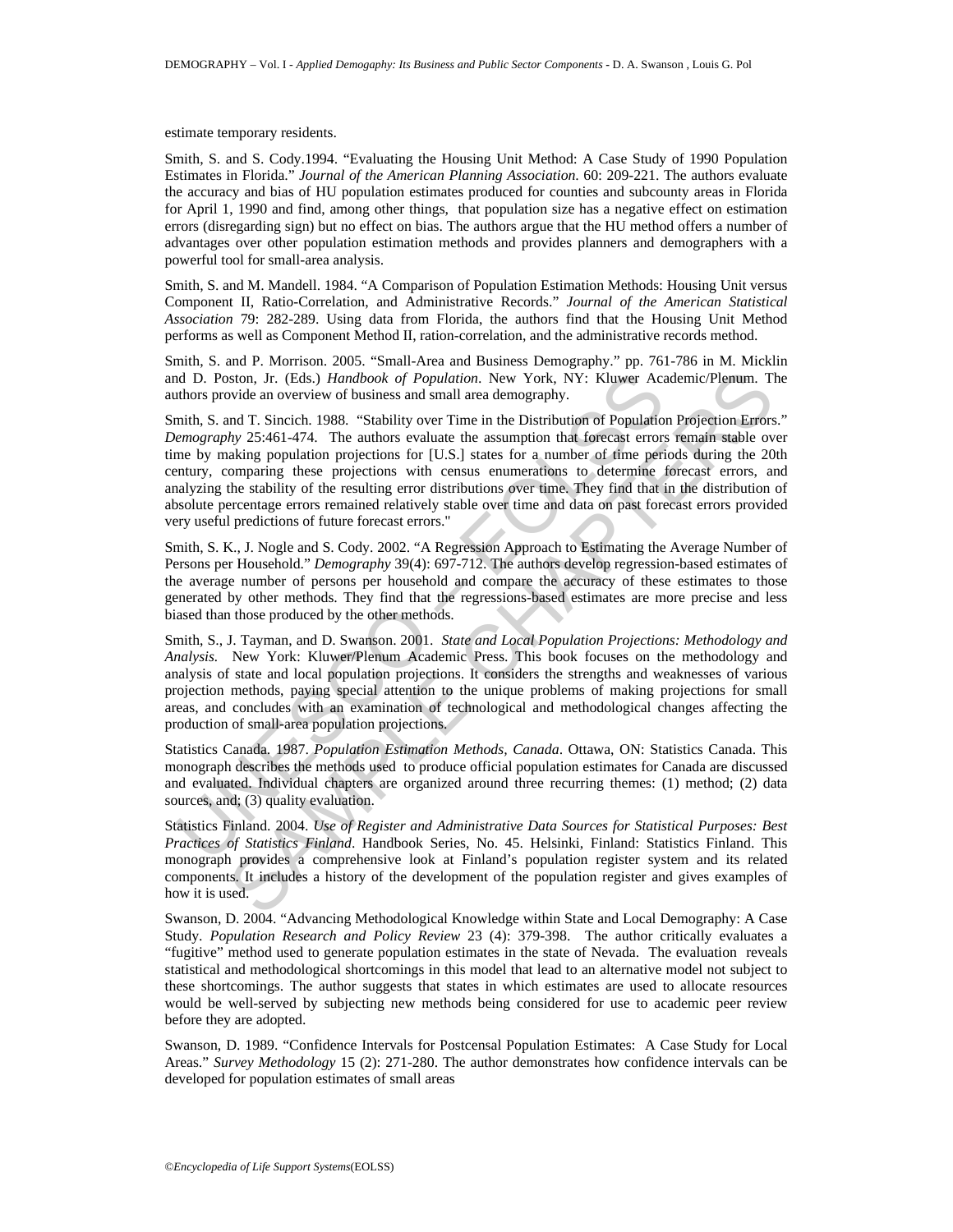estimate temporary residents.

Smith, S. and S. Cody.1994. “Evaluating the Housing Unit Method: A Case Study of 1990 Population Estimates in Florida.” *Journal of the American Planning Association*. 60: 209-221. The authors evaluate the accuracy and bias of HU population estimates produced for counties and subcounty areas in Florida for April 1, 1990 and find, among other things, that population size has a negative effect on estimation errors (disregarding sign) but no effect on bias. The authors argue that the HU method offers a number of advantages over other population estimation methods and provides planners and demographers with a powerful tool for small-area analysis.

Smith, S. and M. Mandell. 1984. “A Comparison of Population Estimation Methods: Housing Unit versus Component II, Ratio-Correlation, and Administrative Records.” *Journal of the American Statistical Association* 79: 282-289. Using data from Florida, the authors find that the Housing Unit Method performs as well as Component Method II, ration-correlation, and the administrative records method.

Smith, S. and P. Morrison. 2005. “Small-Area and Business Demography.” pp. 761-786 in M. Micklin and D. Poston, Jr. (Eds.) *Handbook of Population*. New York, NY: Kluwer Academic/Plenum. The authors provide an overview of business and small area demography.

Smith, S. and T. Sincich. 1988. “Stability over Time in the Distribution of Population Projection Errors.” *Demography* 25:461-474. The authors evaluate the assumption that forecast errors remain stable over time by making population projections for [U.S.] states for a number of time periods during the 20th century, comparing these projections with census enumerations to determine forecast errors, and analyzing the stability of the resulting error distributions over time. They find that in the distribution of absolute percentage errors remained relatively stable over time and data on past forecast errors provided very useful predictions of future forecast errors."

Smith, S. K., J. Nogle and S. Cody. 2002. “A Regression Approach to Estimating the Average Number of Persons per Household.” *Demography* 39(4): 697-712. The authors develop regression-based estimates of the average number of persons per household and compare the accuracy of these estimates to those generated by other methods. They find that the regressions-based estimates are more precise and less biased than those produced by the other methods.

Smith, S., J. Tayman, and D. Swanson. 2001. *State and Local Population Projections: Methodology and Analysis*. New York: Kluwer/Plenum Academic Press. This book focuses on the methodology and analysis of state and local population projections. It considers the strengths and weaknesses of various projection methods, paying special attention to the unique problems of making projections for small areas, and concludes with an examination of technological and methodological changes affecting the production of small-area population projections.

Statistics Canada. 1987. *Population Estimation Methods, Canada*. Ottawa, ON: Statistics Canada. This monograph describes the methods used to produce official population estimates for Canada are discussed and evaluated. Individual chapters are organized around three recurring themes: (1) method; (2) data sources, and; (3) quality evaluation.

Statistics Finland. 2004. *Use of Register and Administrative Data Sources for Statistical Purposes: Best Practices of Statistics Finland*. Handbook Series, No. 45. Helsinki, Finland: Statistics Finland. This monograph provides a comprehensive look at Finland’s population register system and its related components. It includes a history of the development of the population register and gives examples of how it is used.

Swanson, D. 2004. “Advancing Methodological Knowledge within State and Local Demography: A Case Study. *Population Research and Policy Review* 23 (4): 379-398. The author critically evaluates a “fugitive” method used to generate population estimates in the state of Nevada. The evaluation reveals statistical and methodological shortcomings in this model that lead to an alternative model not subject to these shortcomings. The author suggests that states in which estimates are used to allocate resources would be well-served by subjecting new methods being considered for use to academic peer review before they are adopted.

Swanson, D. 1989. “Confidence Intervals for Postcensal Population Estimates: A Case Study for Local Areas.” *Survey Methodology* 15 (2): 271-280. The author demonstrates how confidence intervals can be developed for population estimates of small areas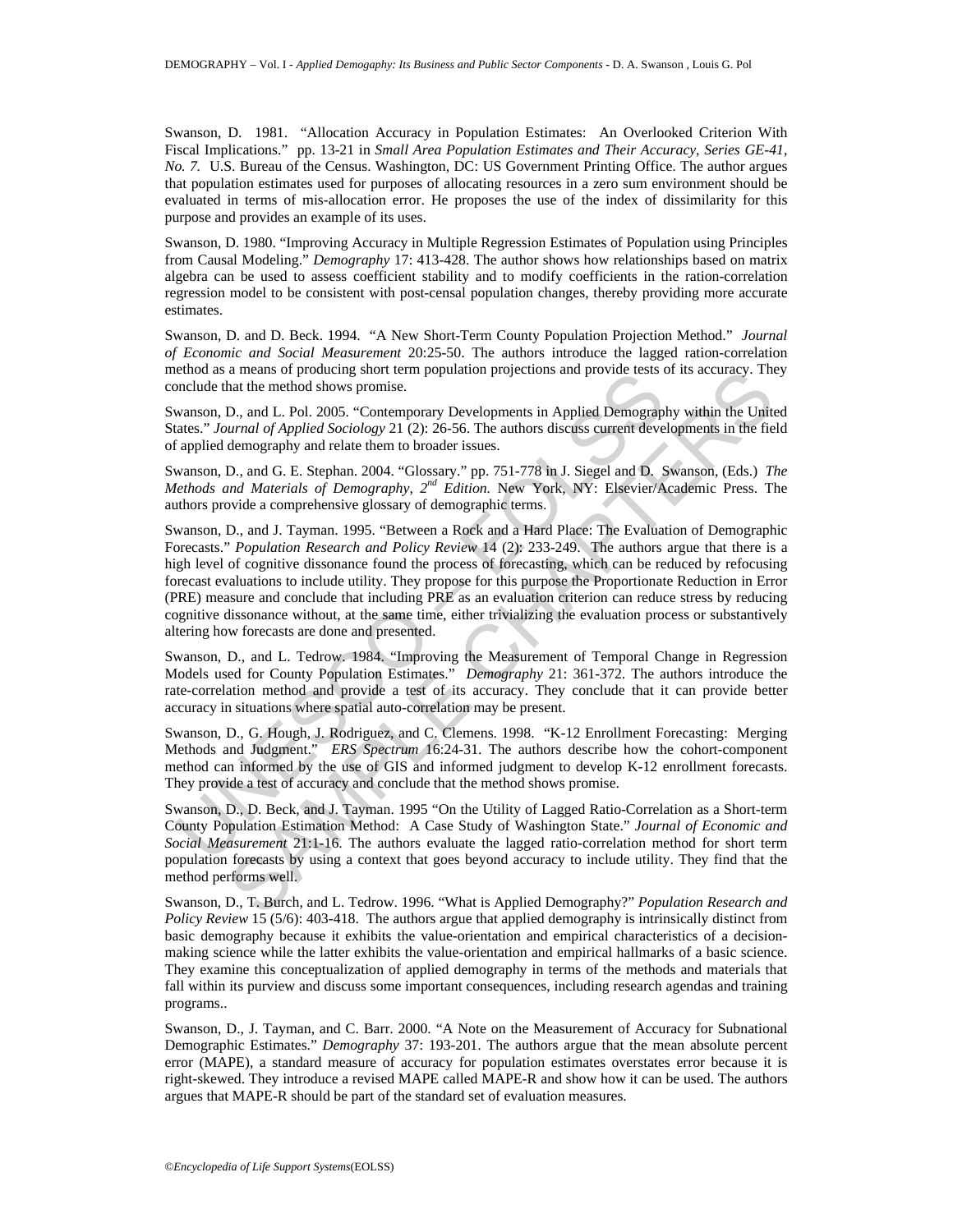Swanson, D. 1981. "Allocation Accuracy in Population Estimates: An Overlooked Criterion With Fiscal Implications." pp. 13-21 in *Small Area Population Estimates and Their Accuracy, Series GE-41, No. 7.* U.S. Bureau of the Census. Washington, DC: US Government Printing Office. The author argues that population estimates used for purposes of allocating resources in a zero sum environment should be evaluated in terms of mis-allocation error. He proposes the use of the index of dissimilarity for this purpose and provides an example of its uses.

Swanson, D. 1980. "Improving Accuracy in Multiple Regression Estimates of Population using Principles from Causal Modeling." *Demography* 17: 413-428. The author shows how relationships based on matrix algebra can be used to assess coefficient stability and to modify coefficients in the ration-correlation regression model to be consistent with post-censal population changes, thereby providing more accurate estimates.

Swanson, D. and D. Beck. 1994. "A New Short-Term County Population Projection Method." *Journal of Economic and Social Measurement* 20:25-50. The authors introduce the lagged ration-correlation method as a means of producing short term population projections and provide tests of its accuracy. They conclude that the method shows promise.

Swanson, D., and L. Pol. 2005. "Contemporary Developments in Applied Demography within the United States." *Journal of Applied Sociology* 21 (2): 26-56. The authors discuss current developments in the field of applied demography and relate them to broader issues.

Swanson, D., and G. E. Stephan. 2004. "Glossary." pp. 751-778 in J. Siegel and D. Swanson, (Eds.) *The Methods and Materials of Demography, 2nd Edition.* New York, NY: Elsevier/Academic Press. The authors provide a comprehensive glossary of demographic terms.

Swanson, D., and J. Tayman. 1995. "Between a Rock and a Hard Place: The Evaluation of Demographic Forecasts." *Population Research and Policy Review* 14 (2): 233-249. The authors argue that there is a high level of cognitive dissonance found the process of forecasting, which can be reduced by refocusing forecast evaluations to include utility. They propose for this purpose the Proportionate Reduction in Error (PRE) measure and conclude that including PRE as an evaluation criterion can reduce stress by reducing cognitive dissonance without, at the same time, either trivializing the evaluation process or substantively altering how forecasts are done and presented.

Swanson, D., and L. Tedrow. 1984. "Improving the Measurement of Temporal Change in Regression Models used for County Population Estimates." *Demography* 21: 361-372. The authors introduce the rate-correlation method and provide a test of its accuracy. They conclude that it can provide better accuracy in situations where spatial auto-correlation may be present.

Swanson, D., G. Hough, J. Rodriguez, and C. Clemens. 1998. "K-12 Enrollment Forecasting: Merging Methods and Judgment." *ERS Spectrum* 16:24-31. The authors describe how the cohort-component method can informed by the use of GIS and informed judgment to develop K-12 enrollment forecasts. They provide a test of accuracy and conclude that the method shows promise.

Swanson, D., D. Beck, and J. Tayman. 1995 "On the Utility of Lagged Ratio-Correlation as a Short-term County Population Estimation Method: A Case Study of Washington State." *Journal of Economic and Social Measurement* 21:1-16. The authors evaluate the lagged ratio-correlation method for short term population forecasts by using a context that goes beyond accuracy to include utility. They find that the method performs well.

Swanson, D., T. Burch, and L. Tedrow. 1996. "What is Applied Demography?" *Population Research and Policy Review* 15 (5/6): 403-418. The authors argue that applied demography is intrinsically distinct from basic demography because it exhibits the value-orientation and empirical characteristics of a decision-making science while the latter exhibits the value-orientation and empirical hallmarks of a basic science. They examine this conceptualization of applied demography in terms of the methods and materials that fall within its purview and discuss some important consequences, including research agendas and training programs..

Swanson, D., J. Tayman, and C. Barr. 2000. "A Note on the Measurement of Accuracy for Subnational Demographic Estimates." *Demography* 37: 193-201. The authors argue that the mean absolute percent error (MAPE), a standard measure of accuracy for population estimates overstates error because it is right-skewed. They introduce a revised MAPE called MAPE-R and show how it can be used. The authors argues that MAPE-R should be part of the standard set of evaluation measures.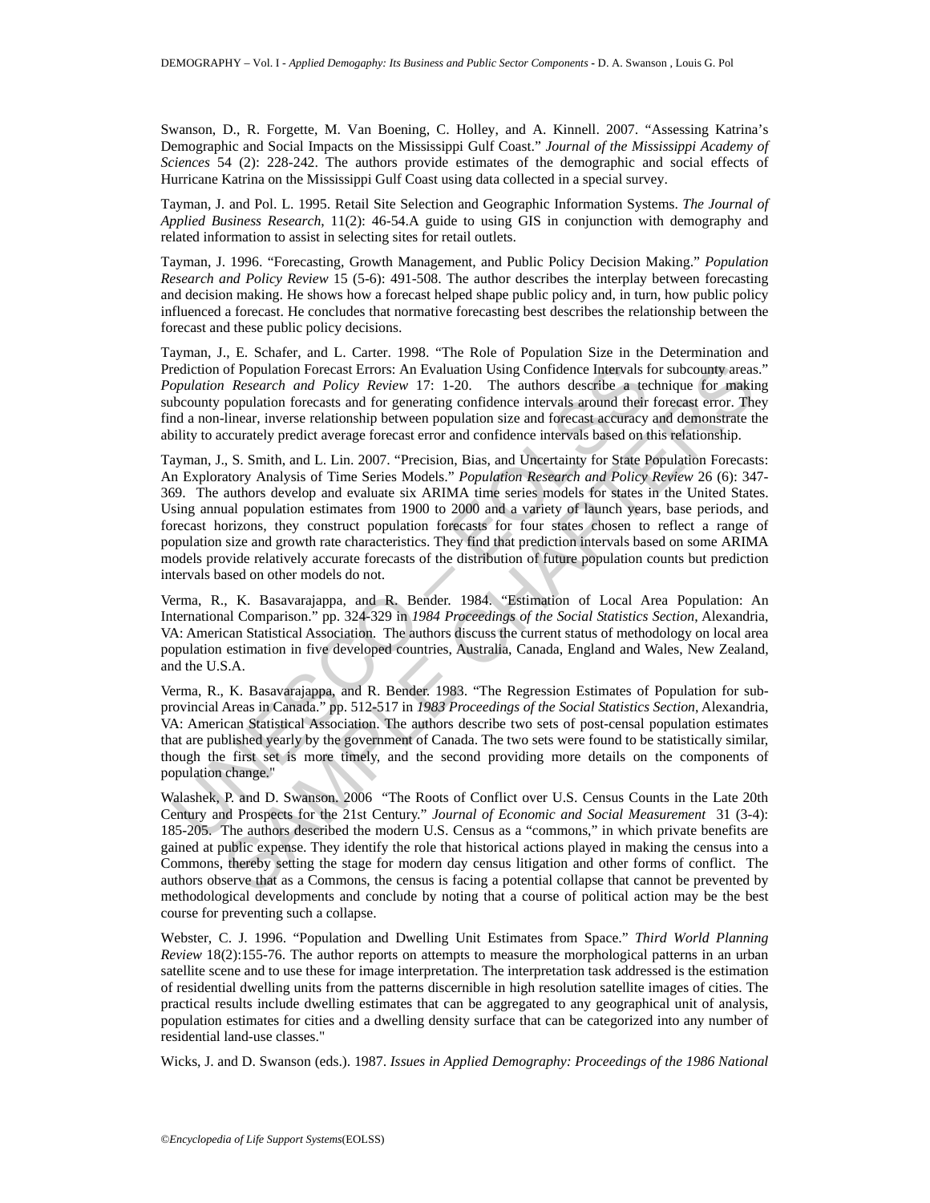Swanson, D., R. Forgette, M. Van Boening, C. Holley, and A. Kinnell. 2007. “Assessing Katrina’s Demographic and Social Impacts on the Mississippi Gulf Coast.” *Journal of the Mississippi Academy of Sciences* 54 (2): 228-242. The authors provide estimates of the demographic and social effects of Hurricane Katrina on the Mississippi Gulf Coast using data collected in a special survey.

Tayman, J. and Pol. L. 1995. Retail Site Selection and Geographic Information Systems. *The Journal of Applied Business Research*, 11(2): 46-54.A guide to using GIS in conjunction with demography and related information to assist in selecting sites for retail outlets.

Tayman, J. 1996. “Forecasting, Growth Management, and Public Policy Decision Making.” *Population Research and Policy Review* 15 (5-6): 491-508. The author describes the interplay between forecasting and decision making. He shows how a forecast helped shape public policy and, in turn, how public policy influenced a forecast. He concludes that normative forecasting best describes the relationship between the forecast and these public policy decisions.

Tayman, J., E. Schafer, and L. Carter. 1998. “The Role of Population Size in the Determination and Prediction of Population Forecast Errors: An Evaluation Using Confidence Intervals for subcounty areas.” *Population Research and Policy Review* 17: 1-20. The authors describe a technique for making subcounty population forecasts and for generating confidence intervals around their forecast error. They find a non-linear, inverse relationship between population size and forecast accuracy and demonstrate the ability to accurately predict average forecast error and confidence intervals based on this relationship.

Tayman, J., S. Smith, and L. Lin. 2007. “Precision, Bias, and Uncertainty for State Population Forecasts: An Exploratory Analysis of Time Series Models.” *Population Research and Policy Review* 26 (6): 347-369. The authors develop and evaluate six ARIMA time series models for states in the United States. Using annual population estimates from 1900 to 2000 and a variety of launch years, base periods, and forecast horizons, they construct population forecasts for four states chosen to reflect a range of population size and growth rate characteristics. They find that prediction intervals based on some ARIMA models provide relatively accurate forecasts of the distribution of future population counts but prediction intervals based on other models do not.

Verma, R., K. Basavarajappa, and R. Bender. 1984. “Estimation of Local Area Population: An International Comparison.” pp. 324-329 in *1984 Proceedings of the Social Statistics Section*, Alexandria, VA: American Statistical Association. The authors discuss the current status of methodology on local area population estimation in five developed countries, Australia, Canada, England and Wales, New Zealand, and the U.S.A.

Verma, R., K. Basavarajappa, and R. Bender. 1983. “The Regression Estimates of Population for sub-provincial Areas in Canada.” pp. 512-517 in *1983 Proceedings of the Social Statistics Section*, Alexandria, VA: American Statistical Association. The authors describe two sets of post-censal population estimates that are published yearly by the government of Canada. The two sets were found to be statistically similar, though the first set is more timely, and the second providing more details on the components of population change."

Walashek, P. and D. Swanson. 2006 “The Roots of Conflict over U.S. Census Counts in the Late 20th Century and Prospects for the 21st Century.” *Journal of Economic and Social Measurement* 31 (3-4): 185-205. The authors described the modern U.S. Census as a “commons,” in which private benefits are gained at public expense. They identify the role that historical actions played in making the census into a Commons, thereby setting the stage for modern day census litigation and other forms of conflict. The authors observe that as a Commons, the census is facing a potential collapse that cannot be prevented by methodological developments and conclude by noting that a course of political action may be the best course for preventing such a collapse.

Webster, C. J. 1996. “Population and Dwelling Unit Estimates from Space.” *Third World Planning Review* 18(2):155-76. The author reports on attempts to measure the morphological patterns in an urban satellite scene and to use these for image interpretation. The interpretation task addressed is the estimation of residential dwelling units from the patterns discernible in high resolution satellite images of cities. The practical results include dwelling estimates that can be aggregated to any geographical unit of analysis, population estimates for cities and a dwelling density surface that can be categorized into any number of residential land-use classes."

Wicks, J. and D. Swanson (eds.). 1987. *Issues in Applied Demography: Proceedings of the 1986 National*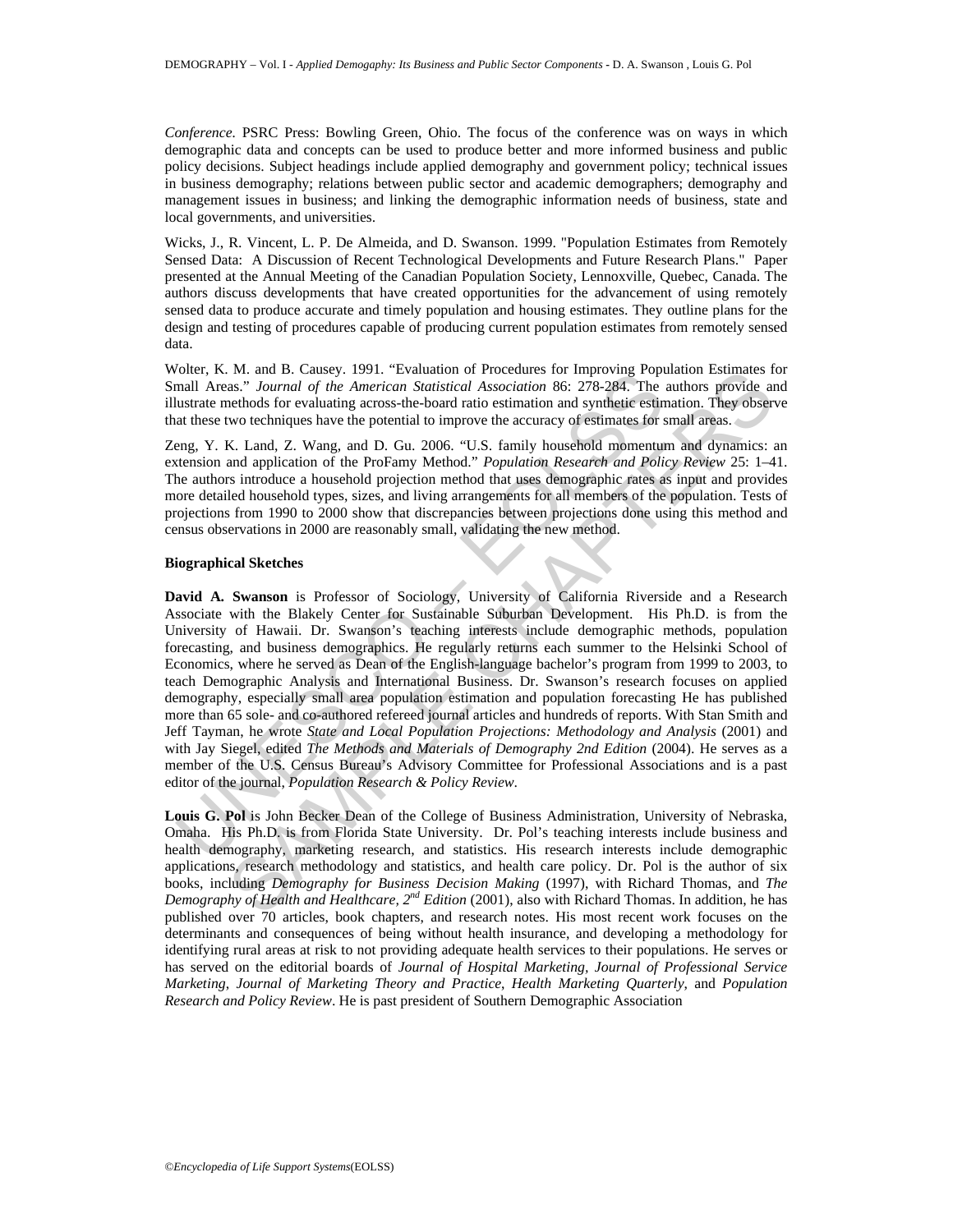*Conference.* PSRC Press: Bowling Green, Ohio. The focus of the conference was on ways in which demographic data and concepts can be used to produce better and more informed business and public policy decisions. Subject headings include applied demography and government policy; technical issues in business demography; relations between public sector and academic demographers; demography and management issues in business; and linking the demographic information needs of business, state and local governments, and universities.

Wicks, J., R. Vincent, L. P. De Almeida, and D. Swanson. 1999. "Population Estimates from Remotely Sensed Data: A Discussion of Recent Technological Developments and Future Research Plans." Paper presented at the Annual Meeting of the Canadian Population Society, Lennoxville, Quebec, Canada. The authors discuss developments that have created opportunities for the advancement of using remotely sensed data to produce accurate and timely population and housing estimates. They outline plans for the design and testing of procedures capable of producing current population estimates from remotely sensed data.

Wolter, K. M. and B. Causey. 1991. "Evaluation of Procedures for Improving Population Estimates for Small Areas." *Journal of the American Statistical Association* 86: 278-284. The authors provide and illustrate methods for evaluating across-the-board ratio estimation and synthetic estimation. They observe that these two techniques have the potential to improve the accuracy of estimates for small areas.

Zeng, Y. K. Land, Z. Wang, and D. Gu. 2006. "U.S. family household momentum and dynamics: an extension and application of the ProFamy Method." *Population Research and Policy Review* 25: 1–41. The authors introduce a household projection method that uses demographic rates as input and provides more detailed household types, sizes, and living arrangements for all members of the population. Tests of projections from 1990 to 2000 show that discrepancies between projections done using this method and census observations in 2000 are reasonably small, validating the new method.

**Biographical Sketches**

**David A. Swanson** is Professor of Sociology, University of California Riverside and a Research Associate with the Blakely Center for Sustainable Suburban Development. His Ph.D. is from the University of Hawaii. Dr. Swanson's teaching interests include demographic methods, population forecasting, and business demographics. He regularly returns each summer to the Helsinki School of Economics, where he served as Dean of the English-language bachelor's program from 1999 to 2003, to teach Demographic Analysis and International Business. Dr. Swanson's research focuses on applied demography, especially small area population estimation and population forecasting He has published more than 65 sole- and co-authored refereed journal articles and hundreds of reports. With Stan Smith and Jeff Tayman, he wrote *State and Local Population Projections: Methodology and Analysis* (2001) and with Jay Siegel, edited *The Methods and Materials of Demography 2nd Edition* (2004). He serves as a member of the U.S. Census Bureau's Advisory Committee for Professional Associations and is a past editor of the journal, *Population Research & Policy Review*.

**Louis G. Pol** is John Becker Dean of the College of Business Administration, University of Nebraska, Omaha. His Ph.D. is from Florida State University. Dr. Pol's teaching interests include business and health demography, marketing research, and statistics. His research interests include demographic applications, research methodology and statistics, and health care policy. Dr. Pol is the author of six books, including *Demography for Business Decision Making* (1997), with Richard Thomas, and *The Demography of Health and Healthcare, 2nd Edition* (2001), also with Richard Thomas. In addition, he has published over 70 articles, book chapters, and research notes. His most recent work focuses on the determinants and consequences of being without health insurance, and developing a methodology for identifying rural areas at risk to not providing adequate health services to their populations. He serves or has served on the editorial boards of *Journal of Hospital Marketing*, *Journal of Professional Service Marketing*, *Journal of Marketing Theory and Practice*, *Health Marketing Quarterly*, and *Population Research and Policy Review*. He is past president of Southern Demographic Association